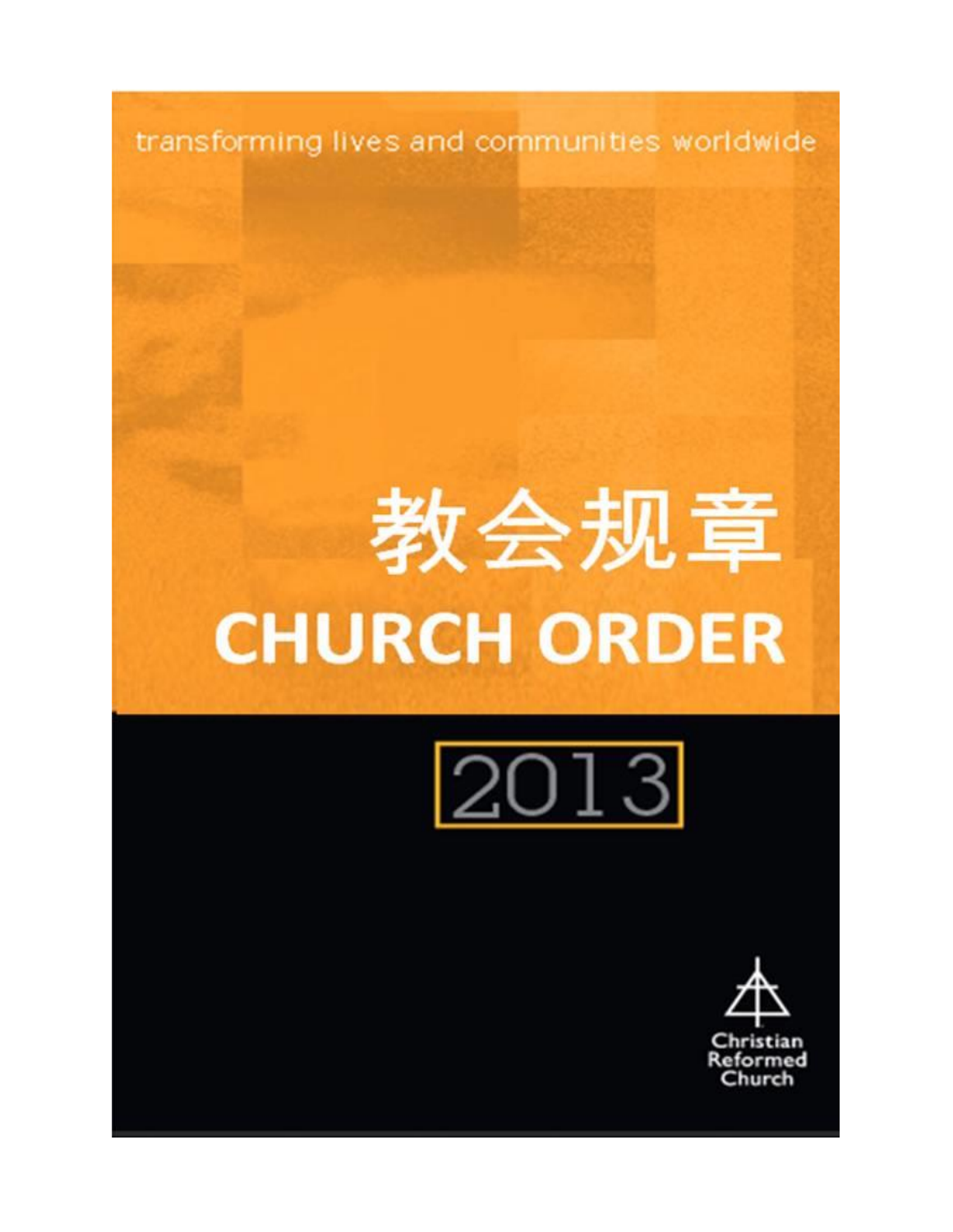transforming lives and communities worldwide

# 教会规章
# CHURCH ORDER

2013

Christian Reformed Church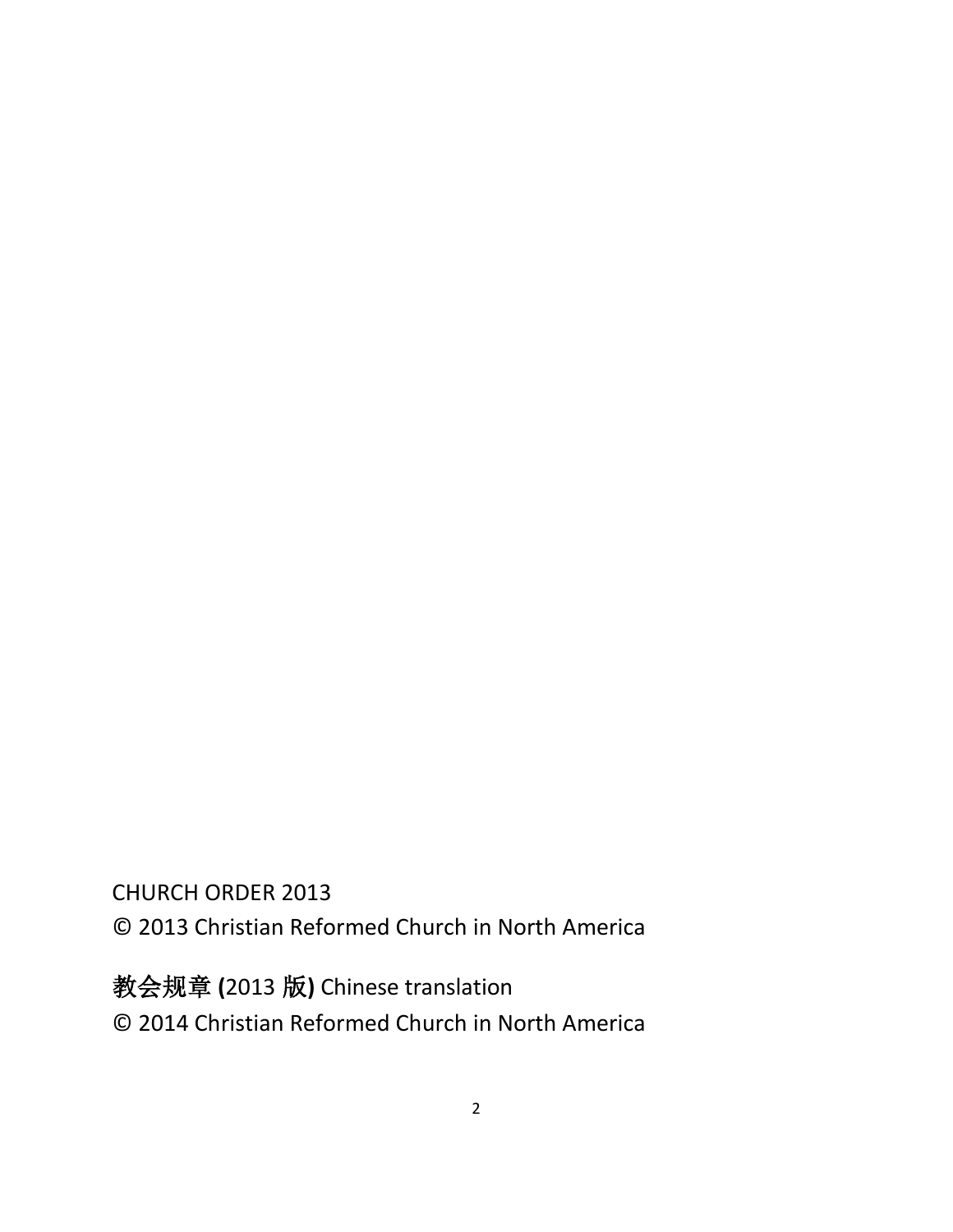CHURCH ORDER 2013

© 2013 Christian Reformed Church in North America

**教会规章 (**2013 版**)** Chinese translation

© 2014 Christian Reformed Church in North America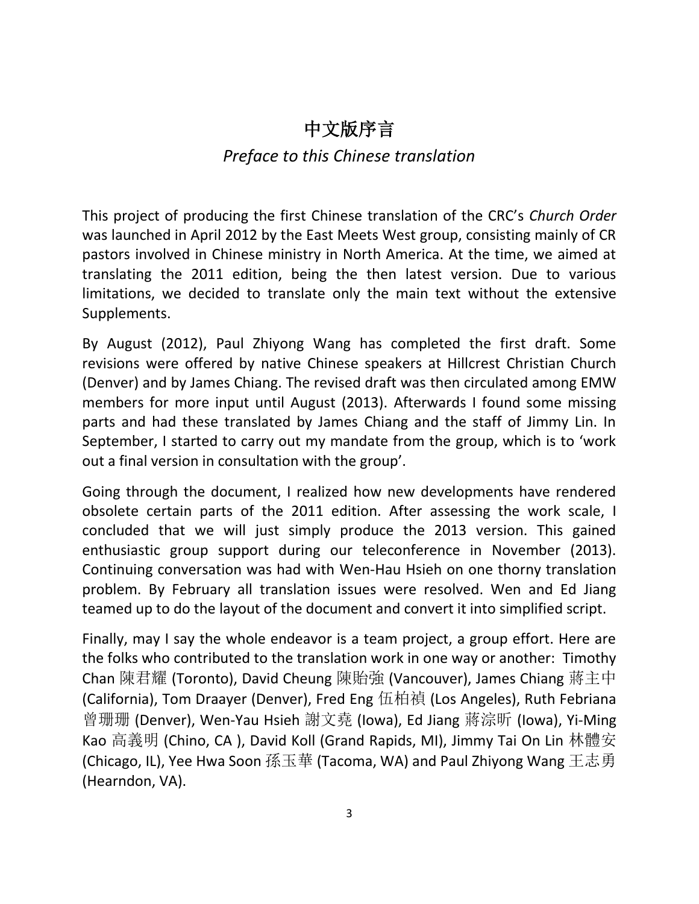# 中文版序言

## *Preface to this Chinese translation*

This project of producing the first Chinese translation of the CRC's *Church Order* was launched in April 2012 by the East Meets West group, consisting mainly of CR pastors involved in Chinese ministry in North America. At the time, we aimed at translating the 2011 edition, being the then latest version. Due to various limitations, we decided to translate only the main text without the extensive Supplements.

By August (2012), Paul Zhiyong Wang has completed the first draft. Some revisions were offered by native Chinese speakers at Hillcrest Christian Church (Denver) and by James Chiang. The revised draft was then circulated among EMW members for more input until August (2013). Afterwards I found some missing parts and had these translated by James Chiang and the staff of Jimmy Lin. In September, I started to carry out my mandate from the group, which is to 'work out a final version in consultation with the group'.

Going through the document, I realized how new developments have rendered obsolete certain parts of the 2011 edition. After assessing the work scale, I concluded that we will just simply produce the 2013 version. This gained enthusiastic group support during our teleconference in November (2013). Continuing conversation was had with Wen-Hau Hsieh on one thorny translation problem. By February all translation issues were resolved. Wen and Ed Jiang teamed up to do the layout of the document and convert it into simplified script.

Finally, may I say the whole endeavor is a team project, a group effort. Here are the folks who contributed to the translation work in one way or another: Timothy Chan 陳君耀 (Toronto), David Cheung 陳貽強 (Vancouver), James Chiang 蔣主中 (California), Tom Draayer (Denver), Fred Eng 伍柏禎 (Los Angeles), Ruth Febriana 曾珊珊 (Denver), Wen-Yau Hsieh 謝文堯 (Iowa), Ed Jiang 蔣淙昕 (Iowa), Yi-Ming Kao 高義明 (Chino, CA ), David Koll (Grand Rapids, MI), Jimmy Tai On Lin 林體安 (Chicago, IL), Yee Hwa Soon 孫玉華 (Tacoma, WA) and Paul Zhiyong Wang 王志勇 (Hearndon, VA).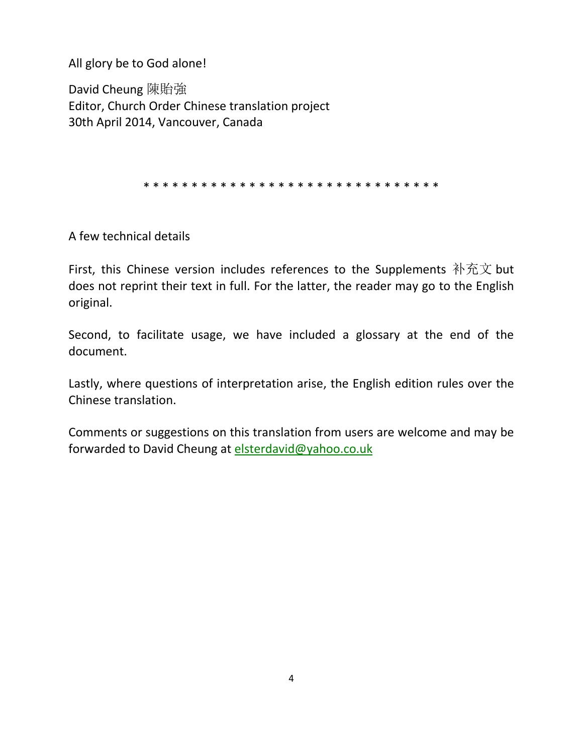All glory be to God alone!

David Cheung 陳貽強
Editor, Church Order Chinese translation project
30th April 2014, Vancouver, Canada

* * * * * * * * * * * * * * * * * * * * * * * * * * * * * * *

A few technical details

First, this Chinese version includes references to the Supplements 补充文 but does not reprint their text in full. For the latter, the reader may go to the English original.

Second, to facilitate usage, we have included a glossary at the end of the document.

Lastly, where questions of interpretation arise, the English edition rules over the Chinese translation.

Comments or suggestions on this translation from users are welcome and may be forwarded to David Cheung at elsterdavid@yahoo.co.uk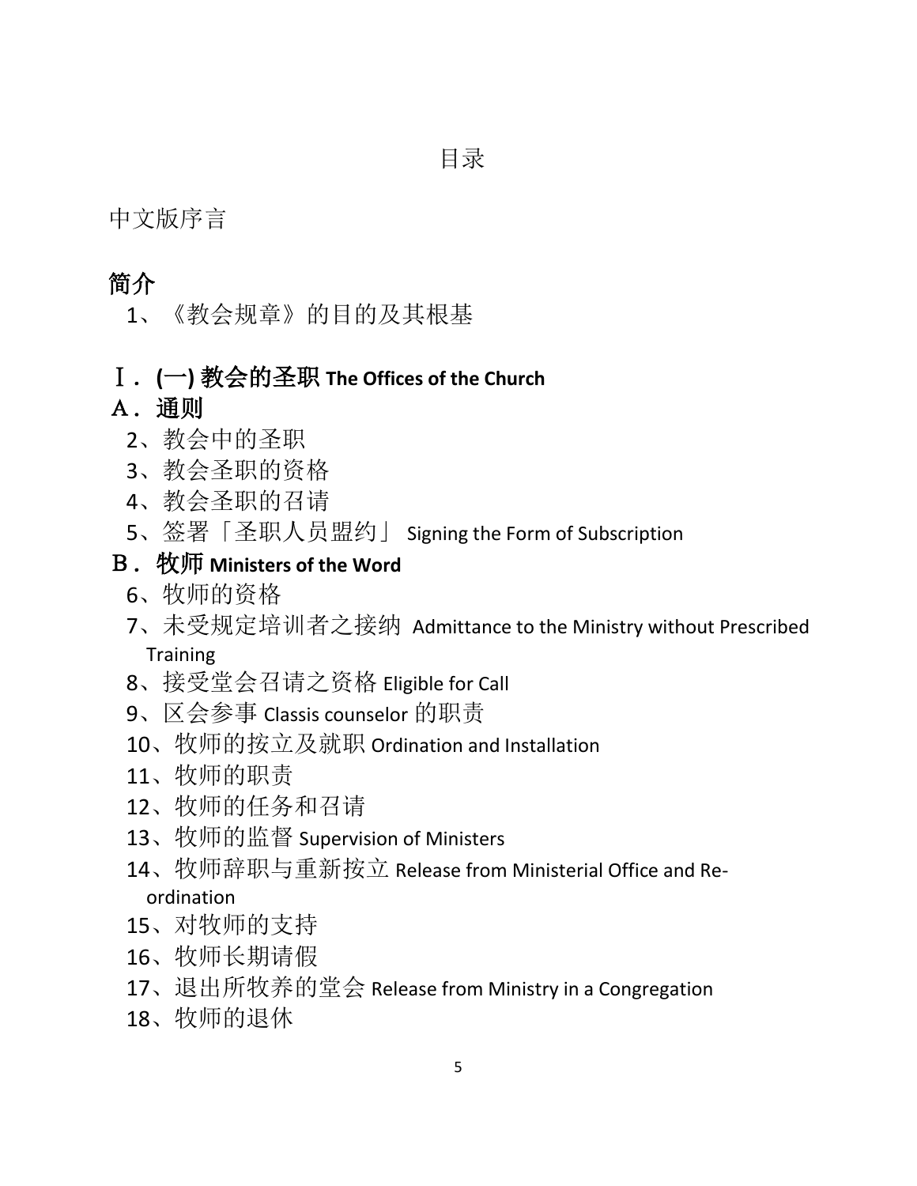# 目录

中文版序言

## 简介

1、《教会规章》的目的及其根基

## Ⅰ．(一) 教会的圣职 The Offices of the Church

### Ａ．通则

2、教会中的圣职

3、教会圣职的资格

4、教会圣职的召请

5、签署「圣职人员盟约」 Signing the Form of Subscription

### Ｂ．牧师 Ministers of the Word

6、牧师的资格

7、未受规定培训者之接纳 Admittance to the Ministry without Prescribed Training

8、接受堂会召请之资格 Eligible for Call

9、区会参事 Classis counselor 的职责

10、牧师的按立及就职 Ordination and Installation

11、牧师的职责

12、牧师的任务和召请

13、牧师的监督 Supervision of Ministers

14、牧师辞职与重新按立 Release from Ministerial Office and Re-ordination

15、对牧师的支持

16、牧师长期请假

17、退出所牧养的堂会 Release from Ministry in a Congregation

18、牧师的退休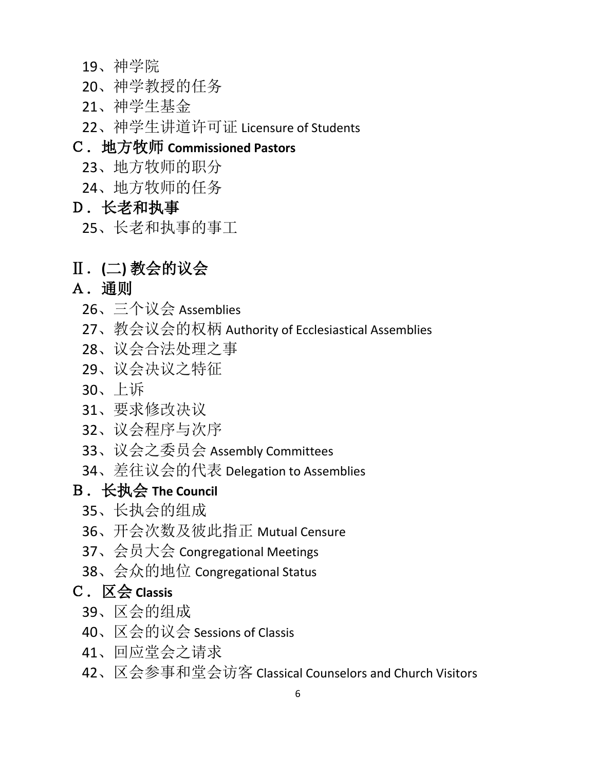19、神学院

20、神学教授的任务

21、神学生基金

22、神学生讲道许可证 Licensure of Students

### C．地方牧师 Commissioned Pastors

23、地方牧师的职分

24、地方牧师的任务

### D．长老和执事

25、长老和执事的事工

## Ⅱ．(二) 教会的议会

### A．通则

26、三个议会 Assemblies

27、教会议会的权柄 Authority of Ecclesiastical Assemblies

28、议会合法处理之事

29、议会决议之特征

30、上诉

31、要求修改决议

32、议会程序与次序

33、议会之委员会 Assembly Committees

34、差往议会的代表 Delegation to Assemblies

### B．长执会 The Council

35、长执会的组成

36、开会次数及彼此指正 Mutual Censure

37、会员大会 Congregational Meetings

38、会众的地位 Congregational Status

### C．区会 Classis

39、区会的组成

40、区会的议会 Sessions of Classis

41、回应堂会之请求

42、区会参事和堂会访客 Classical Counselors and Church Visitors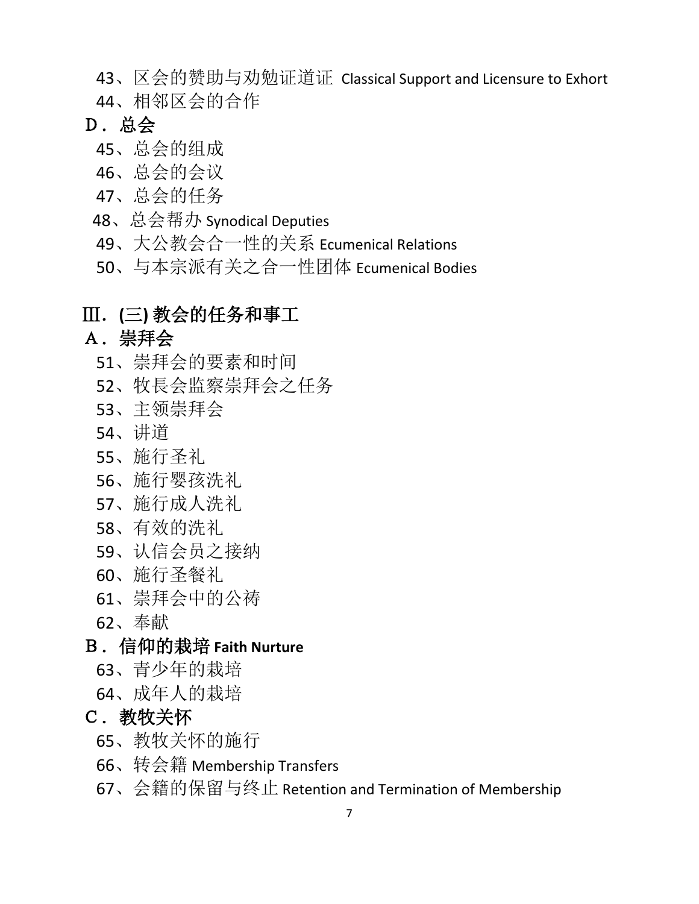43、区会的赞助与劝勉证道证 Classical Support and Licensure to Exhort

44、相邻区会的合作

## D．总会

45、总会的组成

46、总会的会议

47、总会的任务

48、总会帮办 Synodical Deputies

49、大公教会合一性的关系 Ecumenical Relations

50、与本宗派有关之合一性团体 Ecumenical Bodies

# Ⅲ. (三) 教会的任务和事工

## A．崇拜会

51、崇拜会的要素和时间

52、牧長会监察崇拜会之任务

53、主领崇拜会

54、讲道

55、施行圣礼

56、施行婴孩洗礼

57、施行成人洗礼

58、有效的洗礼

59、认信会员之接纳

60、施行圣餐礼

61、崇拜会中的公祷

62、奉献

## B．信仰的栽培 Faith Nurture

63、青少年的栽培

64、成年人的栽培

## C．教牧关怀

65、教牧关怀的施行

66、转会籍 Membership Transfers

67、会籍的保留与终止 Retention and Termination of Membership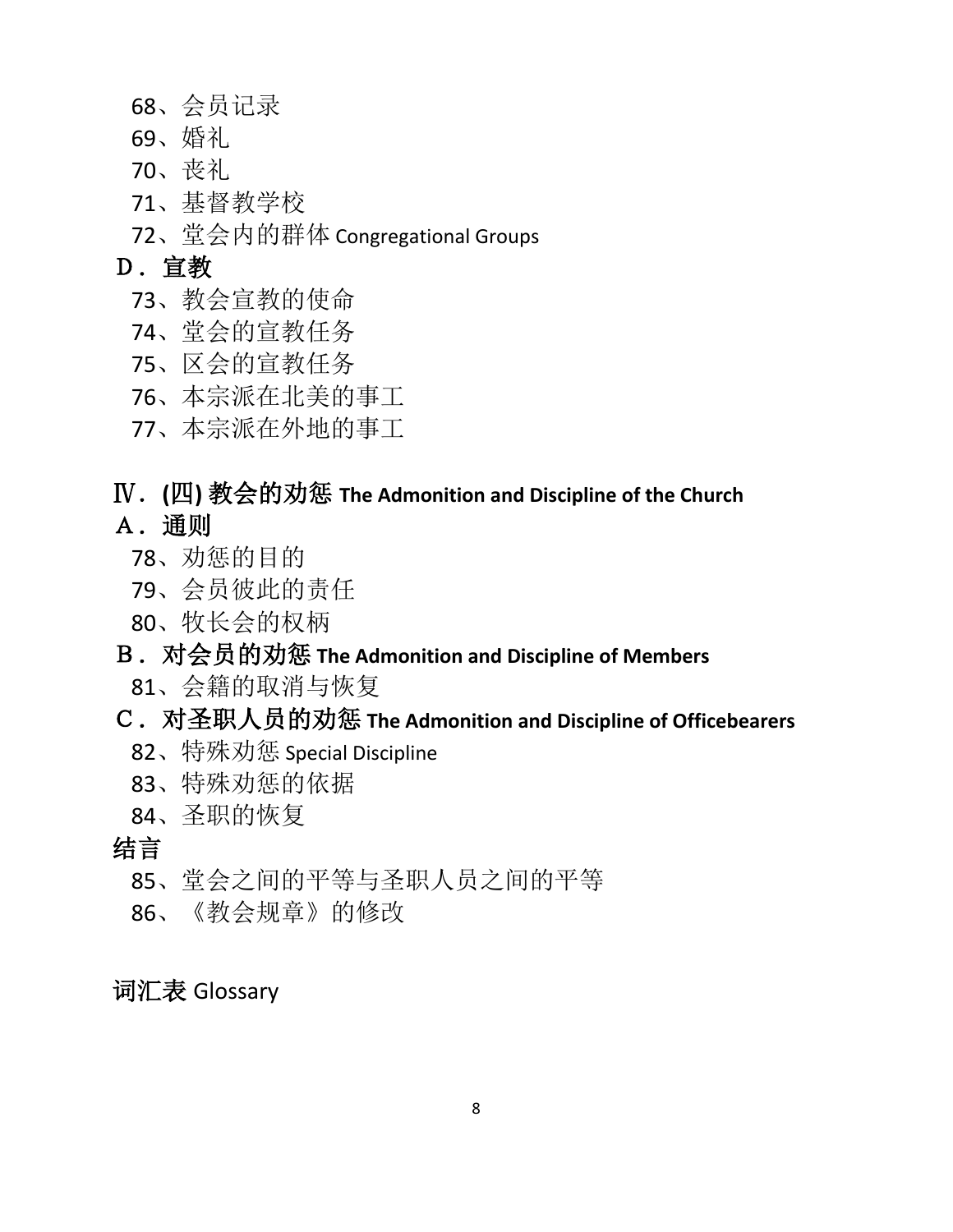68、会员记录

69、婚礼

70、丧礼

71、基督教学校

72、堂会内的群体 Congregational Groups

### D．宣教

73、教会宣教的使命

74、堂会的宣教任务

75、区会的宣教任务

76、本宗派在北美的事工

77、本宗派在外地的事工

## Ⅳ．(四) 教会的劝惩 The Admonition and Discipline of the Church

### A．通则

78、劝惩的目的

79、会员彼此的责任

80、牧长会的权柄

### B．对会员的劝惩 The Admonition and Discipline of Members

81、会籍的取消与恢复

### C．对圣职人员的劝惩 The Admonition and Discipline of Officebearers

82、特殊劝惩 Special Discipline

83、特殊劝惩的依据

84、圣职的恢复

### 结言

85、堂会之间的平等与圣职人员之间的平等

86、《教会规章》的修改

词汇表 Glossary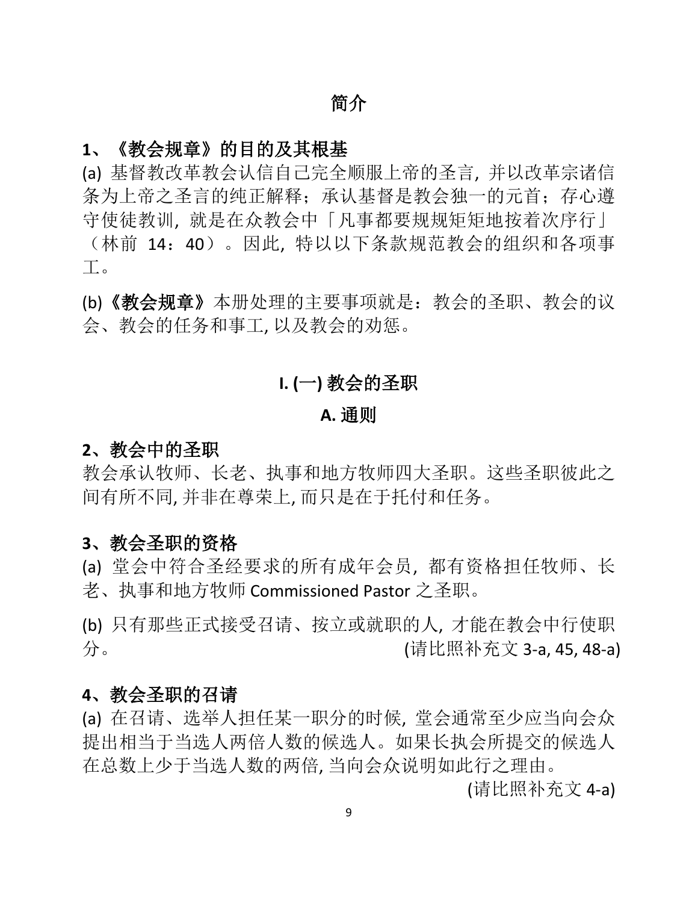# 简介

## 1、《教会规章》的目的及其根基

(a) 基督教改革教会认信自己完全顺服上帝的圣言, 并以改革宗诸信条为上帝之圣言的纯正解释；承认基督是教会独一的元首；存心遵守使徒教训, 就是在众教会中「凡事都要规规矩矩地按着次序行」（林前 14：40）。因此, 特以以下条款规范教会的组织和各项事工。

(b) **《教会规章》**本册处理的主要事项就是：教会的圣职、教会的议会、教会的任务和事工, 以及教会的劝惩。

# I. (一) 教会的圣职

## A. 通则

### 2、教会中的圣职

教会承认牧师、长老、执事和地方牧师四大圣职。这些圣职彼此之间有所不同, 并非在尊荣上, 而只是在于托付和任务。

### 3、教会圣职的资格

(a) 堂会中符合圣经要求的所有成年会员，都有资格担任牧师、长老、执事和地方牧师 Commissioned Pastor 之圣职。

(b) 只有那些正式接受召请、按立或就职的人, 才能在教会中行使职分。 (请比照补充文 3-a, 45, 48-a)

### 4、教会圣职的召请

(a) 在召请、选举人担任某一职分的时候, 堂会通常至少应当向会众提出相当于当选人两倍人数的候选人。如果长执会所提交的候选人在总数上少于当选人数的两倍, 当向会众说明如此行之理由。

(请比照补充文 4-a)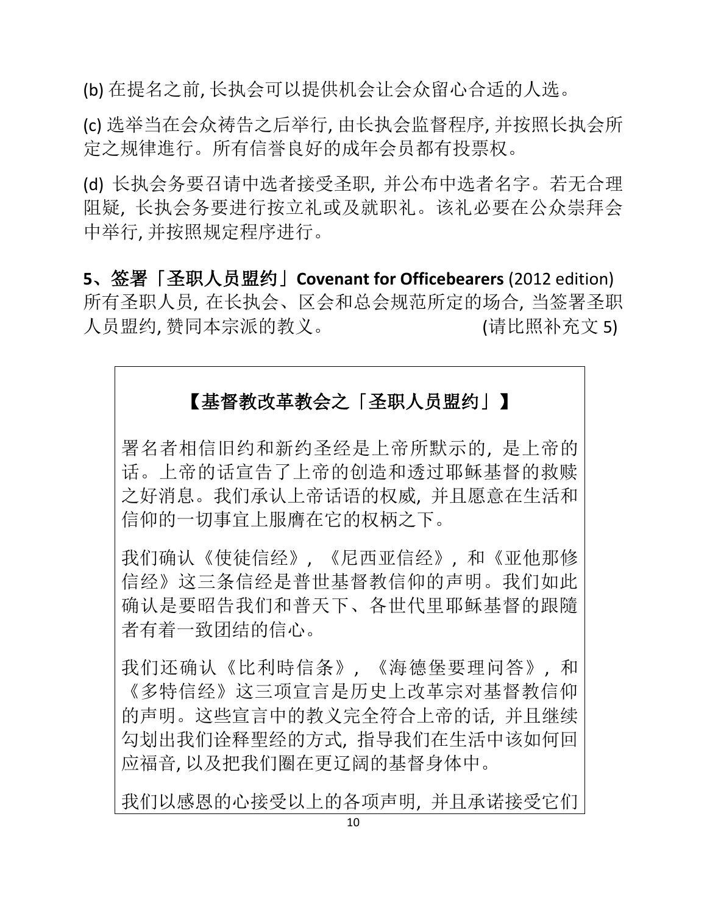(b) 在提名之前, 长执会可以提供机会让会众留心合适的人选。

(c) 选举当在会众祷告之后举行, 由长执会监督程序, 并按照长执会所定之规律進行。所有信誉良好的成年会员都有投票权。

(d) 长执会务要召请中选者接受圣职, 并公布中选者名字。若无合理阻疑, 长执会务要进行按立礼或及就职礼。该礼必要在公众崇拜会中举行, 并按照规定程序进行。

**5、签署「圣职人员盟约」Covenant for Officebearers** (2012 edition)

所有圣职人员, 在长执会、区会和总会规范所定的场合, 当签署圣职人员盟约, 赞同本宗派的教义。 (请比照补充文 5)

**【基督教改革教会之「圣职人员盟约」】**

署名者相信旧约和新约圣经是上帝所默示的, 是上帝的话。上帝的话宣告了上帝的创造和透过耶稣基督的救赎之好消息。我们承认上帝话语的权威, 并且愿意在生活和信仰的一切事宜上服膺在它的权柄之下。

我们确认《使徒信经》, 《尼西亚信经》, 和《亚他那修信经》这三条信经是普世基督教信仰的声明。我们如此确认是要昭告我们和普天下、各世代里耶稣基督的跟随者有着一致团结的信心。

我们还确认《比利時信条》, 《海德堡要理问答》, 和《多特信经》这三项宣言是历史上改革宗对基督教信仰的声明。这些宣言中的教义完全符合上帝的话, 并且继续勾划出我们诠释聖经的方式, 指导我们在生活中该如何回应福音, 以及把我们圈在更辽阔的基督身体中。

我们以感恩的心接受以上的各项声明, 并且承诺接受它们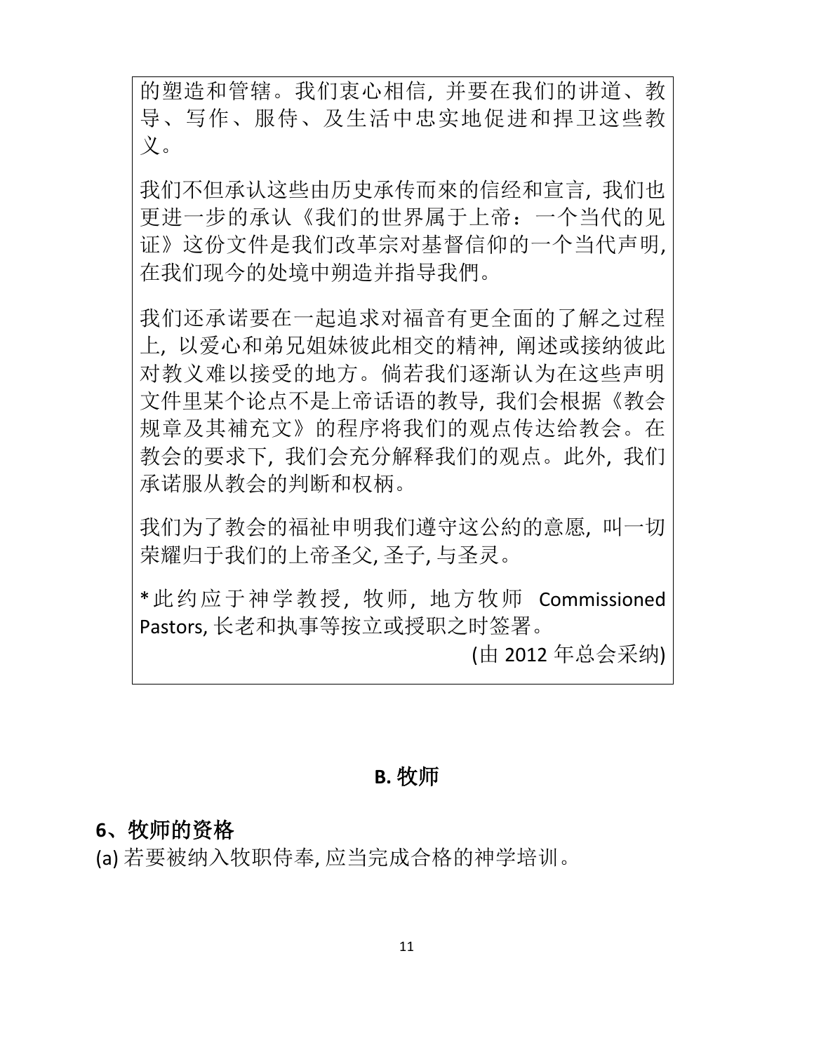的塑造和管辖。我们衷心相信，并要在我们的讲道、教导、写作、服侍、及生活中忠实地促进和捍卫这些教义。

我们不但承认这些由历史承传而來的信经和宣言，我们也更进一步的承认《我们的世界属于上帝：一个当代的见证》这份文件是我们改革宗对基督信仰的一个当代声明，在我们现今的处境中朔造并指导我們。

我们还承诺要在一起追求对福音有更全面的了解之过程上，以爱心和弟兄姐妹彼此相交的精神，阐述或接纳彼此对教义难以接受的地方。倘若我们逐渐认为在这些声明文件里某个论点不是上帝话语的教导，我们会根据《教会规章及其補充文》的程序将我们的观点传达给教会。在教会的要求下，我们会充分解释我们的观点。此外，我们承诺服从教会的判断和权柄。

我们为了教会的福祉申明我们遵守这公約的意愿，叫一切荣耀归于我们的上帝圣父, 圣子, 与圣灵。

*此约应于神学教授，牧师，地方牧师 Commissioned Pastors, 长老和执事等按立或授职之时签署。

(由 2012 年总会采纳)

## B. 牧师

### 6、牧师的资格

(a) 若要被纳入牧职侍奉, 应当完成合格的神学培训。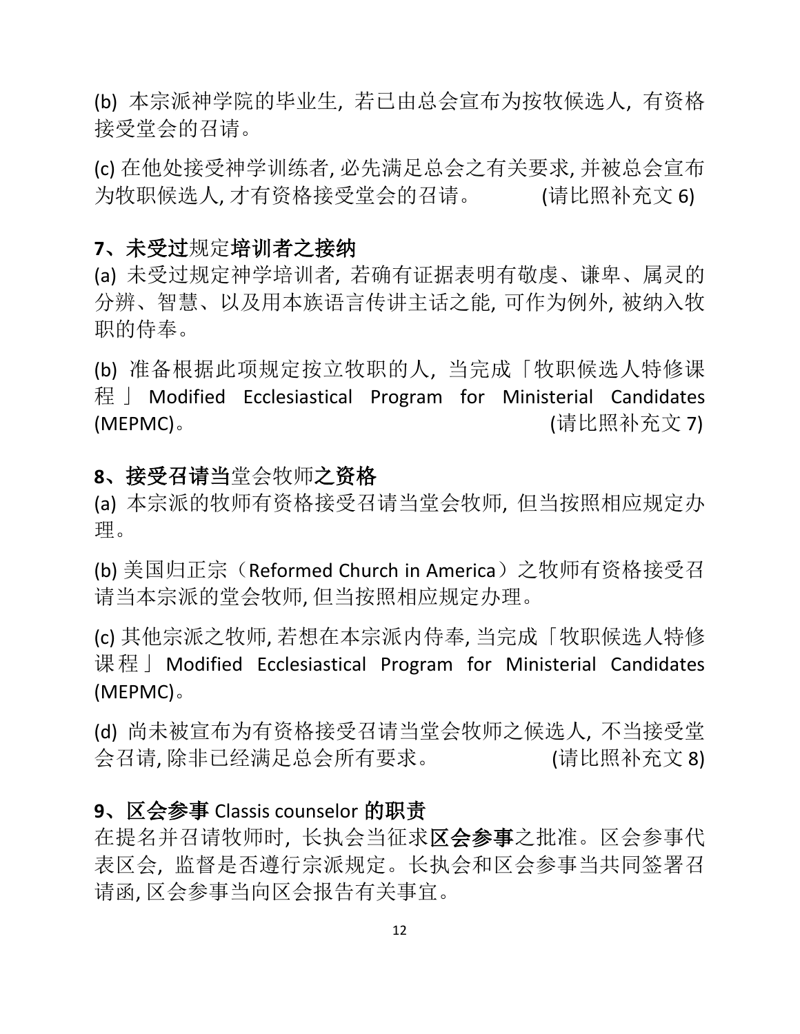(b) 本宗派神学院的毕业生, 若已由总会宣布为按牧候选人, 有资格接受堂会的召请。

(c) 在他处接受神学训练者, 必先满足总会之有关要求, 并被总会宣布为牧职候选人, 才有资格接受堂会的召请。 (请比照补充文 6)

**7、未受过规定培训者之接纳**

(a) 未受过规定神学培训者, 若确有证据表明有敬虔、谦卑、属灵的分辨、智慧、以及用本族语言传讲主话之能, 可作为例外, 被纳入牧职的侍奉。

(b) 准备根据此项规定按立牧职的人, 当完成「牧职候选人特修课程」Modified Ecclesiastical Program for Ministerial Candidates (MEPMC)。 (请比照补充文 7)

**8、接受召请当堂会牧师之资格**

(a) 本宗派的牧师有资格接受召请当堂会牧师, 但当按照相应规定办理。

(b) 美国归正宗（Reformed Church in America）之牧师有资格接受召请当本宗派的堂会牧师, 但当按照相应规定办理。

(c) 其他宗派之牧师, 若想在本宗派内侍奉, 当完成「牧职候选人特修课程」Modified Ecclesiastical Program for Ministerial Candidates (MEPMC)。

(d) 尚未被宣布为有资格接受召请当堂会牧师之候选人, 不当接受堂会召请, 除非已经满足总会所有要求。 (请比照补充文 8)

**9、区会参事 Classis counselor 的职责**

在提名并召请牧师时, 长执会当征求**区会参事**之批准。区会参事代表区会, 监督是否遵行宗派规定。长执会和区会参事当共同签署召请函, 区会参事当向区会报告有关事宜。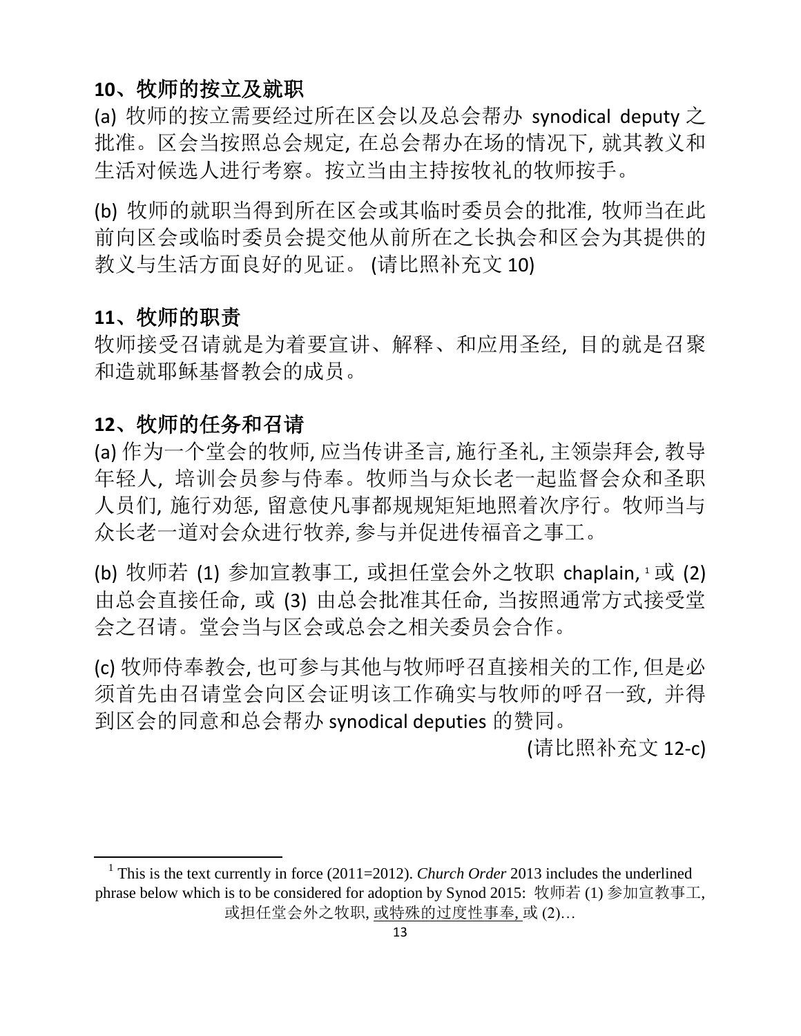## 10、牧师的按立及就职

(a) 牧师的按立需要经过所在区会以及总会帮办 synodical deputy 之批准。区会当按照总会规定, 在总会帮办在场的情况下, 就其教义和生活对候选人进行考察。按立当由主持按牧礼的牧师按手。

(b) 牧师的就职当得到所在区会或其临时委员会的批准, 牧师当在此前向区会或临时委员会提交他从前所在之长执会和区会为其提供的教义与生活方面良好的见证。 (请比照补充文 10)

## 11、牧师的职责

牧师接受召请就是为着要宣讲、解释、和应用圣经, 目的就是召聚和造就耶稣基督教会的成员。

## 12、牧师的任务和召请

(a) 作为一个堂会的牧师, 应当传讲圣言, 施行圣礼, 主领崇拜会, 教导年轻人, 培训会员参与侍奉。牧师当与众长老一起监督会众和圣职人员们, 施行劝惩, 留意使凡事都规规矩矩地照着次序行。牧师当与众长老一道对会众进行牧养, 参与并促进传福音之事工。

(b) 牧师若 (1) 参加宣教事工, 或担任堂会外之牧职 chaplain, [1] 或 (2) 由总会直接任命, 或 (3) 由总会批准其任命, 当按照通常方式接受堂会之召请。堂会当与区会或总会之相关委员会合作。

(c) 牧师侍奉教会, 也可参与其他与牧师呼召直接相关的工作, 但是必须首先由召请堂会向区会证明该工作确实与牧师的呼召一致, 并得到区会的同意和总会帮办 synodical deputies 的赞同。

(请比照补充文 12-c)

---

[1] This is the text currently in force (2011=2012). *Church Order* 2013 includes the underlined phrase below which is to be considered for adoption by Synod 2015: 牧师若 (1) 参加宣教事工, 或担任堂会外之牧职, <u>或特殊的过度性事奉,</u> 或 (2)…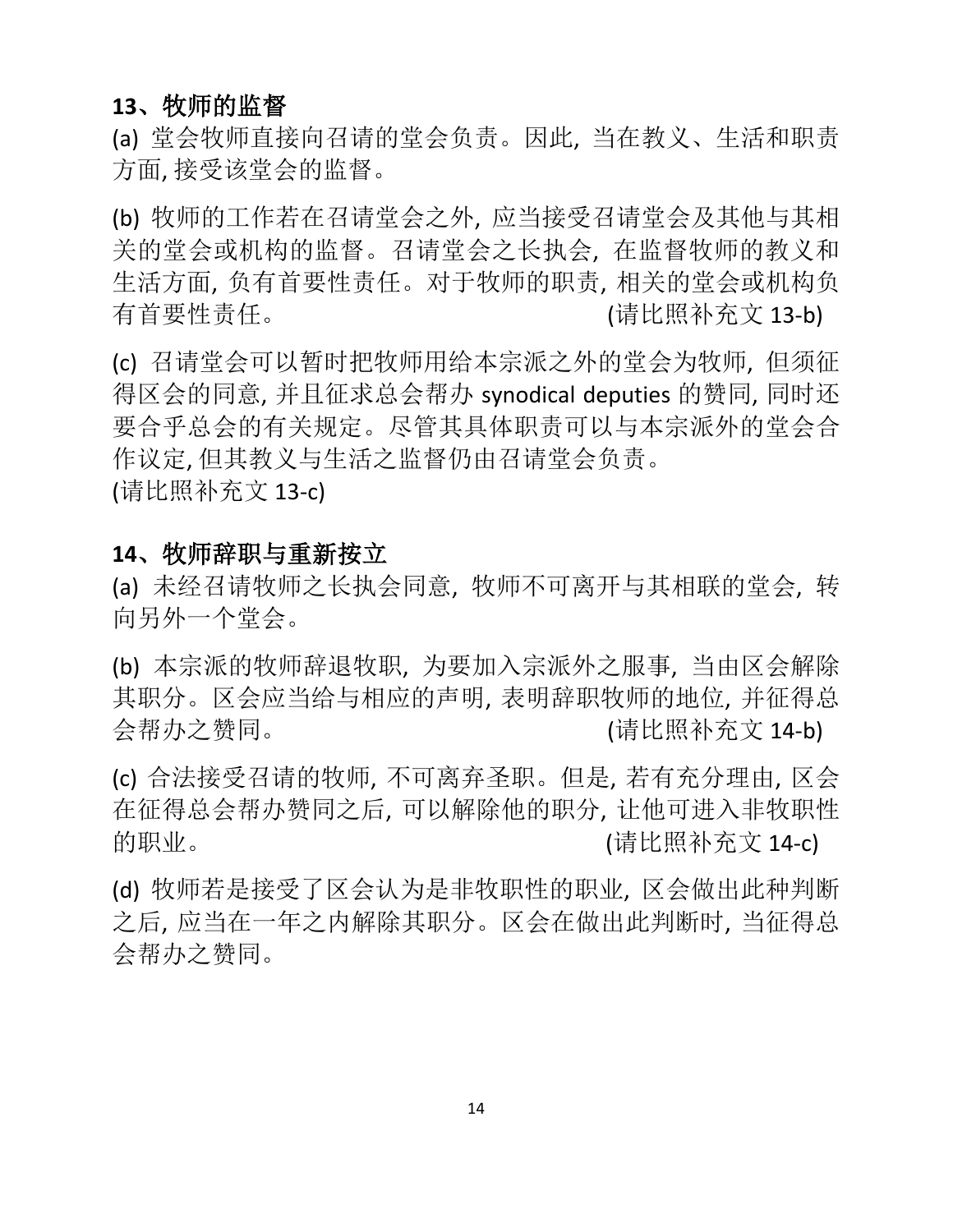### 13、牧师的监督

(a) 堂会牧师直接向召请的堂会负责。因此, 当在教义、生活和职责方面, 接受该堂会的监督。

(b) 牧师的工作若在召请堂会之外, 应当接受召请堂会及其他与其相关的堂会或机构的监督。召请堂会之长执会, 在监督牧师的教义和生活方面, 负有首要性责任。对于牧师的职责, 相关的堂会或机构负有首要性责任。 (请比照补充文 13-b)

(c) 召请堂会可以暂时把牧师用给本宗派之外的堂会为牧师, 但须征得区会的同意, 并且征求总会帮办 synodical deputies 的赞同, 同时还要合乎总会的有关规定。尽管其具体职责可以与本宗派外的堂会合作议定, 但其教义与生活之监督仍由召请堂会负责。
(请比照补充文 13-c)

### 14、牧师辞职与重新按立

(a) 未经召请牧师之长执会同意, 牧师不可离开与其相联的堂会, 转向另外一个堂会。

(b) 本宗派的牧师辞退牧职, 为要加入宗派外之服事, 当由区会解除其职分。区会应当给与相应的声明, 表明辞职牧师的地位, 并征得总会帮办之赞同。 (请比照补充文 14-b)

(c) 合法接受召请的牧师, 不可离弃圣职。但是, 若有充分理由, 区会在征得总会帮办赞同之后, 可以解除他的职分, 让他可进入非牧职性的职业。 (请比照补充文 14-c)

(d) 牧师若是接受了区会认为是非牧职性的职业, 区会做出此种判断之后, 应当在一年之内解除其职分。区会在做出此判断时, 当征得总会帮办之赞同。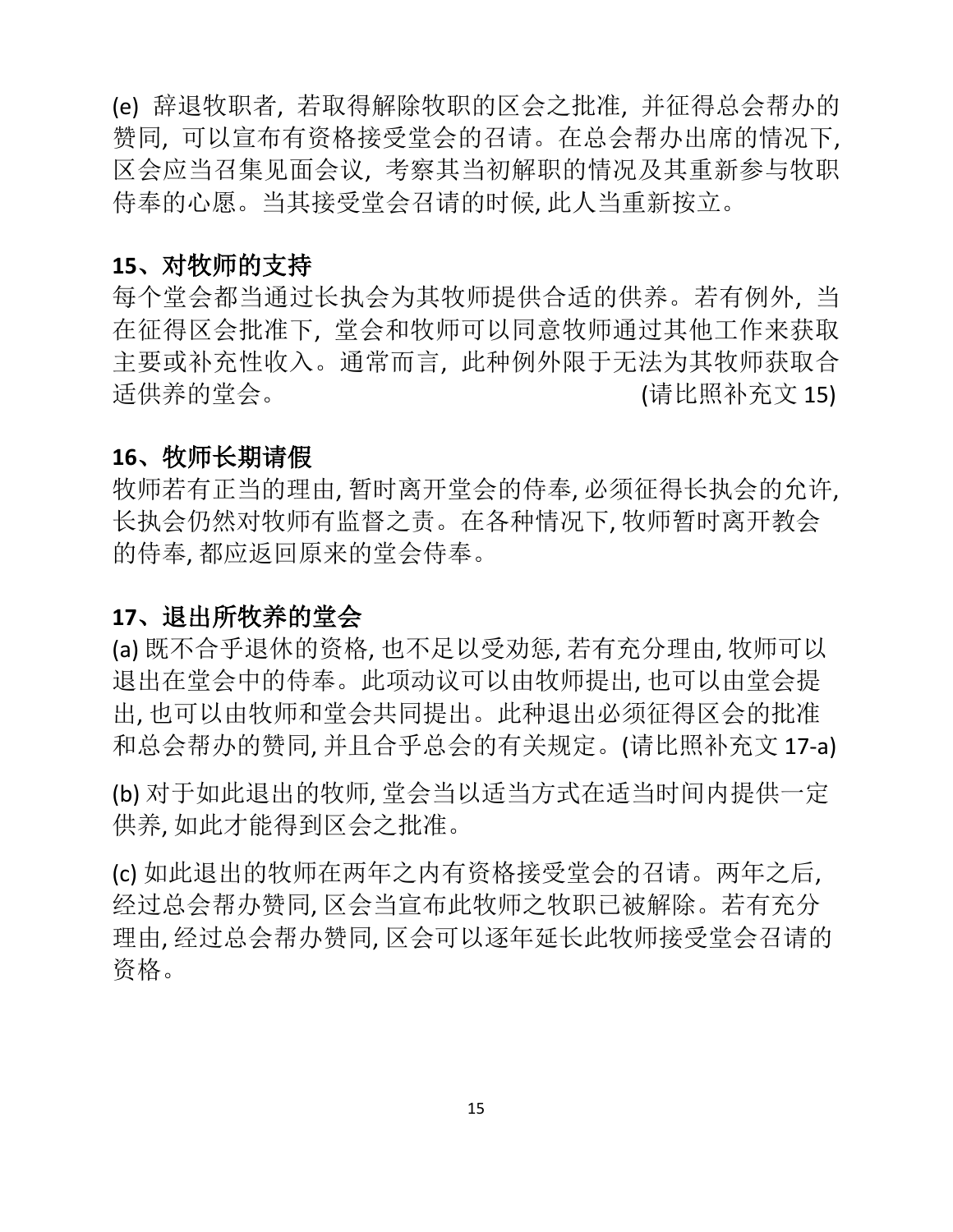(e) 辞退牧职者, 若取得解除牧职的区会之批准, 并征得总会帮办的赞同, 可以宣布有资格接受堂会的召请。在总会帮办出席的情况下, 区会应当召集见面会议, 考察其当初解职的情况及其重新参与牧职侍奉的心愿。当其接受堂会召请的时候, 此人当重新按立。

## 15、对牧师的支持

每个堂会都当通过长执会为其牧师提供合适的供养。若有例外, 当在征得区会批准下, 堂会和牧师可以同意牧师通过其他工作来获取主要或补充性收入。通常而言, 此种例外限于无法为其牧师获取合适供养的堂会。 (请比照补充文 15)

## 16、牧师长期请假

牧师若有正当的理由, 暂时离开堂会的侍奉, 必须征得长执会的允许, 长执会仍然对牧师有监督之责。在各种情况下, 牧师暂时离开教会的侍奉, 都应返回原来的堂会侍奉。

## 17、退出所牧养的堂会

(a) 既不合乎退休的资格, 也不足以受劝惩, 若有充分理由, 牧师可以退出在堂会中的侍奉。此项动议可以由牧师提出, 也可以由堂会提出, 也可以由牧师和堂会共同提出。此种退出必须征得区会的批准和总会帮办的赞同, 并且合乎总会的有关规定。(请比照补充文 17-a)

(b) 对于如此退出的牧师, 堂会当以适当方式在适当时间内提供一定供养, 如此才能得到区会之批准。

(c) 如此退出的牧师在两年之内有资格接受堂会的召请。两年之后, 经过总会帮办赞同, 区会当宣布此牧师之牧职已被解除。若有充分理由, 经过总会帮办赞同, 区会可以逐年延长此牧师接受堂会召请的资格。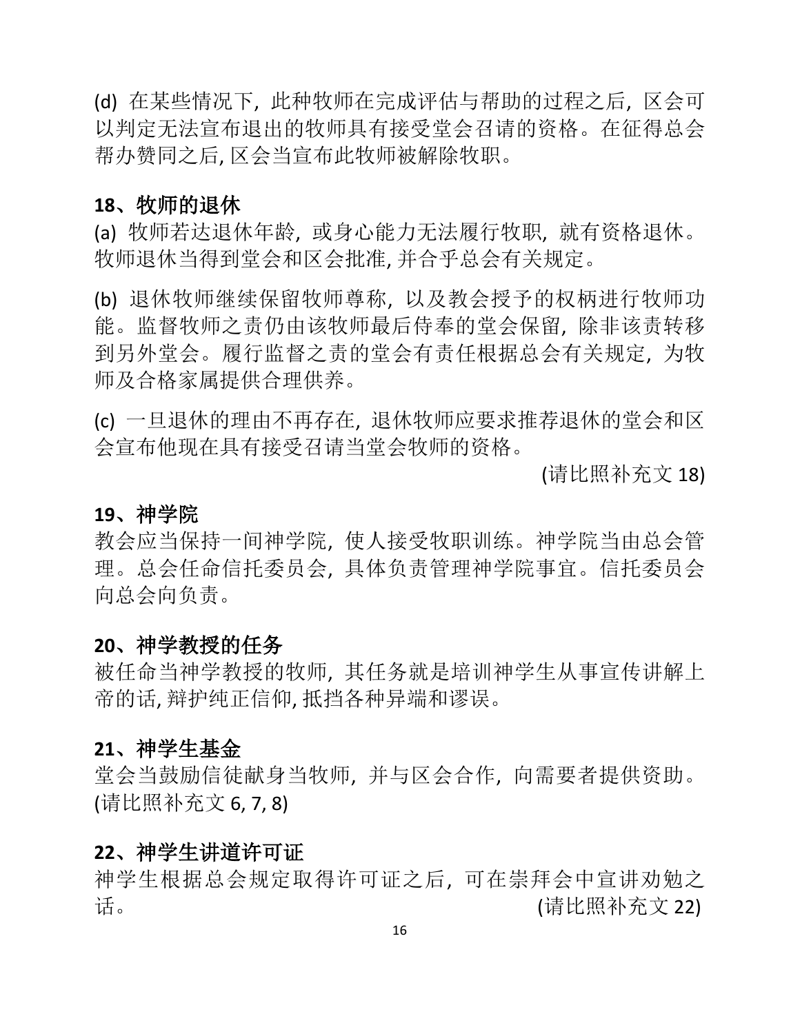(d) 在某些情况下，此种牧师在完成评估与帮助的过程之后，区会可以判定无法宣布退出的牧师具有接受堂会召请的资格。在征得总会帮办赞同之后, 区会当宣布此牧师被解除牧职。

**18、牧师的退休**

(a) 牧师若达退休年龄，或身心能力无法履行牧职，就有资格退休。牧师退休当得到堂会和区会批准, 并合乎总会有关规定。

(b) 退休牧师继续保留牧师尊称，以及教会授予的权柄进行牧师功能。监督牧师之责仍由该牧师最后侍奉的堂会保留，除非该责转移到另外堂会。履行监督之责的堂会有责任根据总会有关规定，为牧师及合格家属提供合理供养。

(c) 一旦退休的理由不再存在，退休牧师应要求推荐退休的堂会和区会宣布他现在具有接受召请当堂会牧师的资格。

(请比照补充文 18)

**19、神学院**

教会应当保持一间神学院，使人接受牧职训练。神学院当由总会管理。总会任命信托委员会，具体负责管理神学院事宜。信托委员会向总会向负责。

**20、神学教授的任务**

被任命当神学教授的牧师，其任务就是培训神学生从事宣传讲解上帝的话, 辩护纯正信仰, 抵挡各种异端和谬误。

**21、神学生基金**

堂会当鼓励信徒献身当牧师，并与区会合作，向需要者提供资助。(请比照补充文 6, 7, 8)

**22、神学生讲道许可证**

神学生根据总会规定取得许可证之后，可在崇拜会中宣讲劝勉之话。 (请比照补充文 22)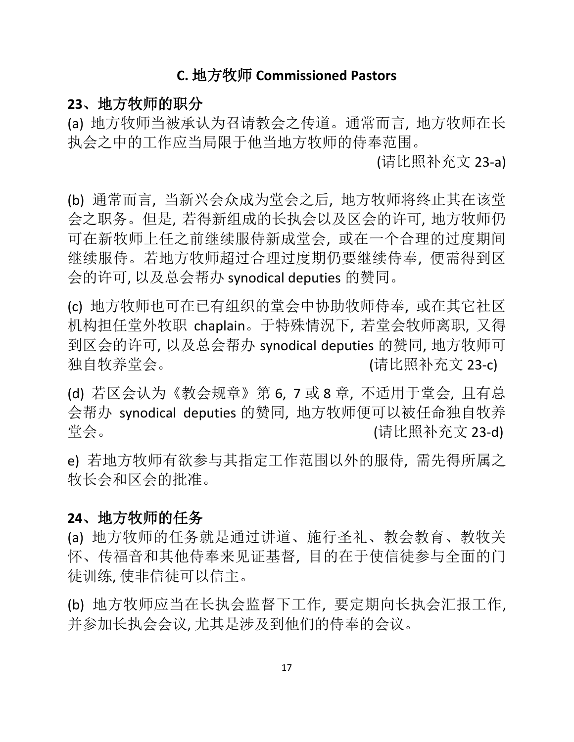## C. 地方牧师 Commissioned Pastors

### 23、地方牧师的职分

(a) 地方牧师当被承认为召请教会之传道。通常而言，地方牧师在长执会之中的工作应当局限于他当地方牧师的侍奉范围。

(请比照补充文 23-a)

(b) 通常而言，当新兴会众成为堂会之后，地方牧师将终止其在该堂会之职务。但是，若得新组成的长执会以及区会的许可，地方牧师仍可在新牧师上任之前继续服侍新成堂会，或在一个合理的过度期间继续服侍。若地方牧师超过合理过度期仍要继续侍奉，便需得到区会的许可，以及总会帮办 synodical deputies 的赞同。

(c) 地方牧师也可在已有组织的堂会中协助牧师侍奉，或在其它社区机构担任堂外牧职 chaplain。于特殊情况下，若堂会牧师离职，又得到区会的许可，以及总会帮办 synodical deputies 的赞同，地方牧师可独自牧养堂会。(请比照补充文 23-c)

(d) 若区会认为《教会规章》第 6，7 或 8 章，不适用于堂会，且有总会帮办 synodical deputies 的赞同，地方牧师便可以被任命独自牧养堂会。(请比照补充文 23-d)

e) 若地方牧师有欲参与其指定工作范围以外的服侍，需先得所属之牧长会和区会的批准。

### 24、地方牧师的任务

(a) 地方牧师的任务就是通过讲道、施行圣礼、教会教育、教牧关怀、传福音和其他侍奉来见证基督，目的在于使信徒参与全面的门徒训练，使非信徒可以信主。

(b) 地方牧师应当在长执会监督下工作，要定期向长执会汇报工作，并参加长执会会议，尤其是涉及到他们的侍奉的会议。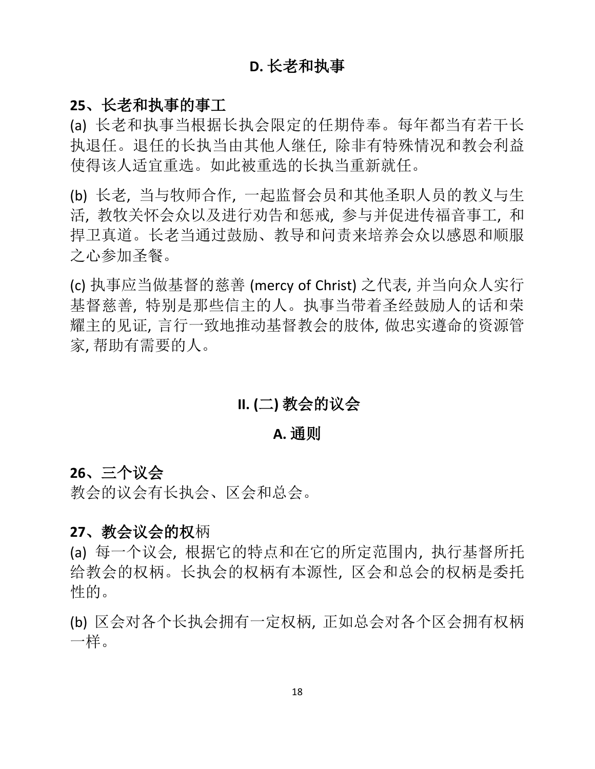## D. 长老和执事

### 25、长老和执事的事工

(a) 长老和执事当根据长执会限定的任期侍奉。每年都当有若干长执退任。退任的长执当由其他人继任，除非有特殊情况和教会利益使得该人适宜重选。如此被重选的长执当重新就任。

(b) 长老，当与牧师合作，一起监督会员和其他圣职人员的教义与生活，教牧关怀会众以及进行劝告和惩戒，参与并促进传福音事工，和捍卫真道。长老当通过鼓励、教导和问责来培养会众以感恩和顺服之心参加圣餐。

(c) 执事应当做基督的慈善 (mercy of Christ) 之代表, 并当向众人实行基督慈善，特别是那些信主的人。执事当带着圣经鼓励人的话和荣耀主的见证, 言行一致地推动基督教会的肢体, 做忠实遵命的资源管家, 帮助有需要的人。

## II. (二) 教会的议会

## A. 通则

### 26、三个议会

教会的议会有长执会、区会和总会。

### 27、教会议会的权柄

(a) 每一个议会，根据它的特点和在它的所定范围内，执行基督所托给教会的权柄。长执会的权柄有本源性，区会和总会的权柄是委托性的。

(b) 区会对各个长执会拥有一定权柄，正如总会对各个区会拥有权柄一样。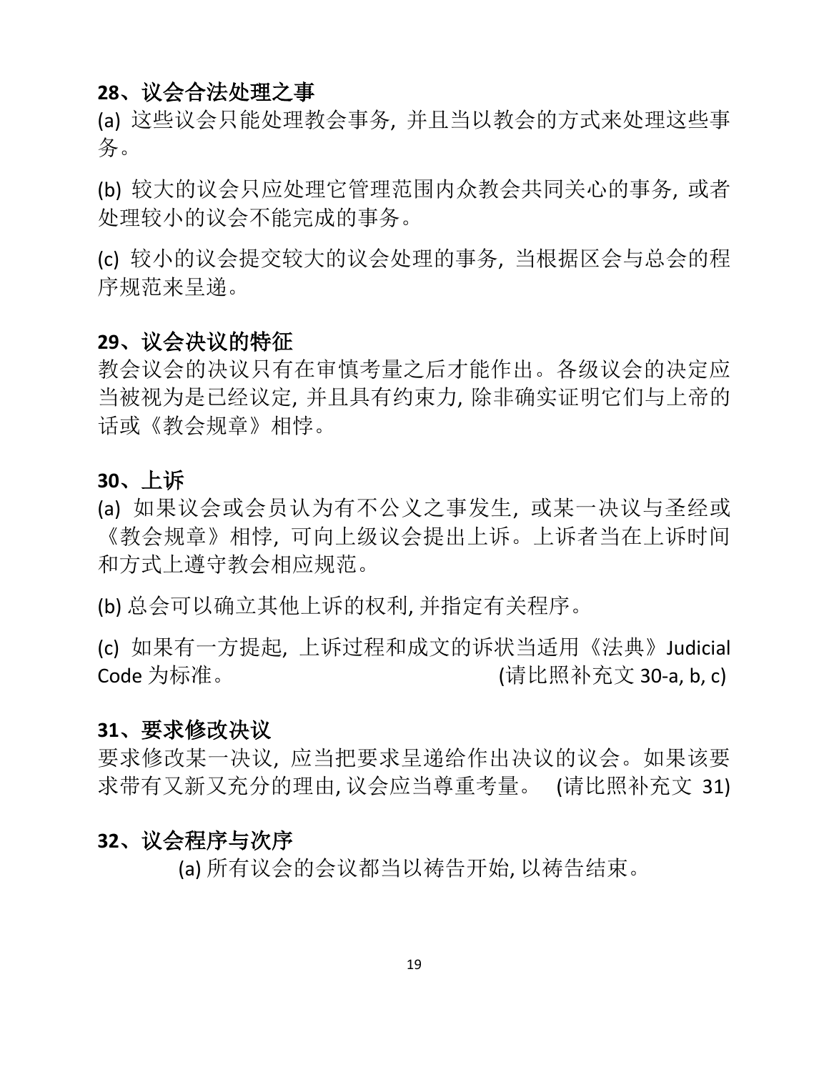**28、议会合法处理之事**

(a) 这些议会只能处理教会事务, 并且当以教会的方式来处理这些事务。

(b) 较大的议会只应处理它管理范围内众教会共同关心的事务, 或者处理较小的议会不能完成的事务。

(c) 较小的议会提交较大的议会处理的事务, 当根据区会与总会的程序规范来呈递。

**29、议会决议的特征**

教会议会的决议只有在审慎考量之后才能作出。各级议会的决定应当被视为是已经议定, 并且具有约束力, 除非确实证明它们与上帝的话或《教会规章》相悖。

**30、上诉**

(a) 如果议会或会员认为有不公义之事发生, 或某一决议与圣经或《教会规章》相悖, 可向上级议会提出上诉。上诉者当在上诉时间和方式上遵守教会相应规范。

(b) 总会可以确立其他上诉的权利, 并指定有关程序。

(c) 如果有一方提起, 上诉过程和成文的诉状当适用《法典》Judicial Code 为标准。 (请比照补充文 30-a, b, c)

**31、要求修改决议**

要求修改某一决议, 应当把要求呈递给作出决议的议会。如果该要求带有又新又充分的理由, 议会应当尊重考量。 (请比照补充文 31)

**32、议会程序与次序**

(a) 所有议会的会议都当以祷告开始, 以祷告结束。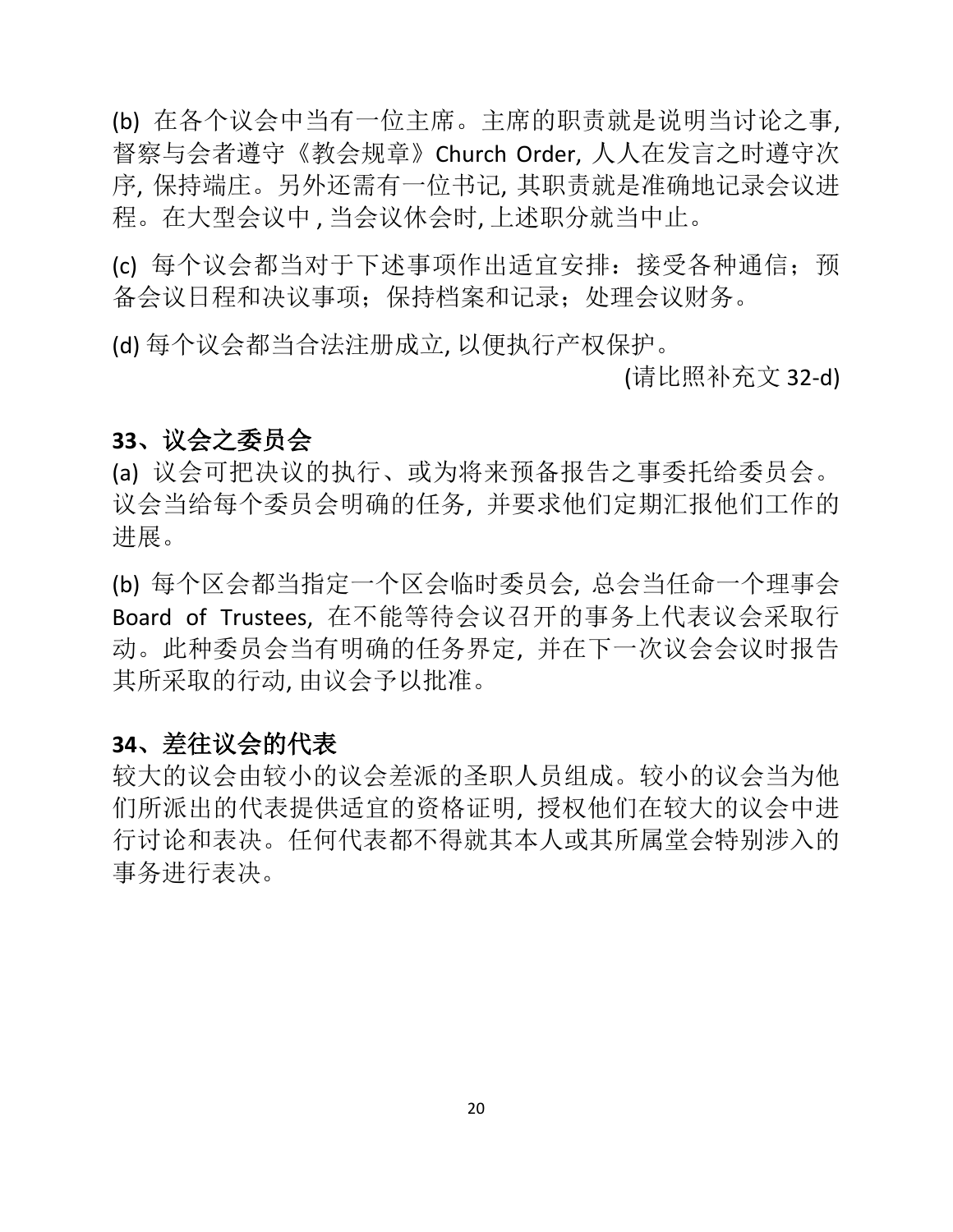(b) 在各个议会中当有一位主席。主席的职责就是说明当讨论之事, 督察与会者遵守《教会规章》Church Order, 人人在发言之时遵守次序, 保持端庄。另外还需有一位书记, 其职责就是准确地记录会议进程。在大型会议中 , 当会议休会时, 上述职分就当中止。

(c) 每个议会都当对于下述事项作出适宜安排：接受各种通信；预备会议日程和决议事项；保持档案和记录；处理会议财务。

(d) 每个议会都当合法注册成立, 以便执行产权保护。

(请比照补充文 32-d)

**33、议会之委员会**

(a) 议会可把决议的执行、或为将来预备报告之事委托给委员会。议会当给每个委员会明确的任务, 并要求他们定期汇报他们工作的进展。

(b) 每个区会都当指定一个区会临时委员会, 总会当任命一个理事会 Board of Trustees, 在不能等待会议召开的事务上代表议会采取行动。此种委员会当有明确的任务界定, 并在下一次议会会议时报告其所采取的行动, 由议会予以批准。

**34、差往议会的代表**

较大的议会由较小的议会差派的圣职人员组成。较小的议会当为他们所派出的代表提供适宜的资格证明, 授权他们在较大的议会中进行讨论和表决。任何代表都不得就其本人或其所属堂会特别涉入的事务进行表决。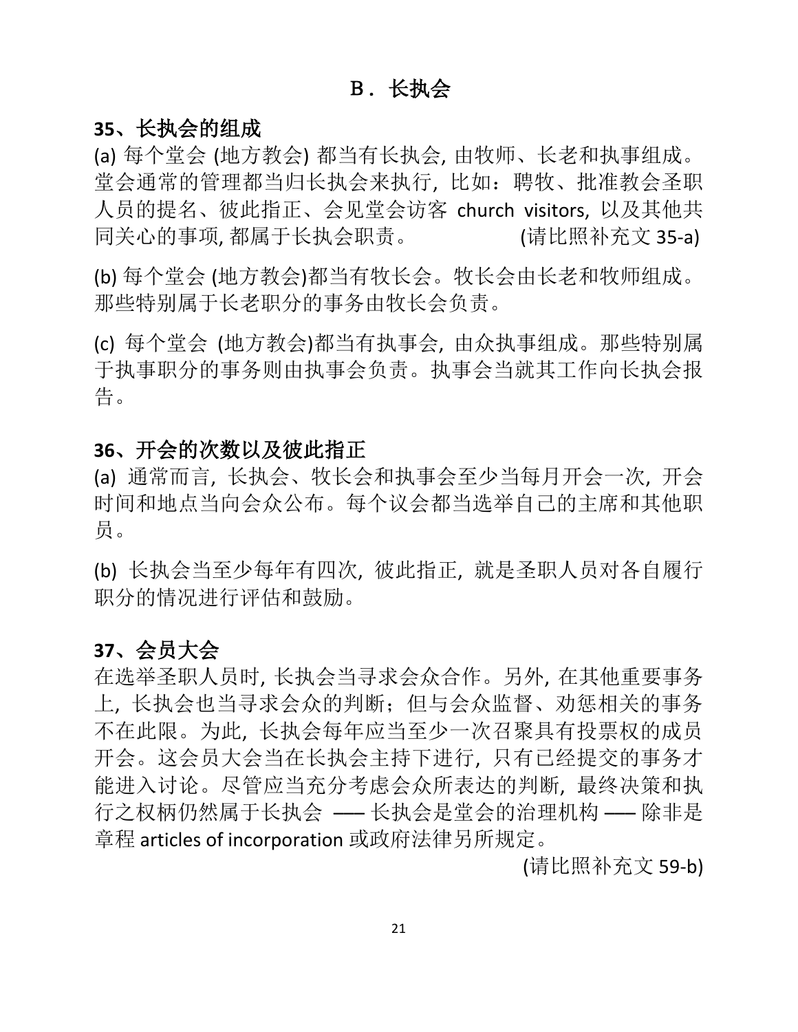## B．长执会

### 35、长执会的组成

(a) 每个堂会 (地方教会) 都当有长执会, 由牧师、长老和执事组成。堂会通常的管理都当归长执会来执行, 比如：聘牧、批准教会圣职人员的提名、彼此指正、会见堂会访客 church visitors, 以及其他共同关心的事项, 都属于长执会职责。 (请比照补充文 35-a)

(b) 每个堂会 (地方教会)都当有牧长会。牧长会由长老和牧师组成。那些特别属于长老职分的事务由牧长会负责。

(c) 每个堂会 (地方教会)都当有执事会, 由众执事组成。那些特别属于执事职分的事务则由执事会负责。执事会当就其工作向长执会报告。

### 36、开会的次数以及彼此指正

(a) 通常而言, 长执会、牧长会和执事会至少当每月开会一次, 开会时间和地点当向会众公布。每个议会都当选举自己的主席和其他职员。

(b) 长执会当至少每年有四次, 彼此指正, 就是圣职人员对各自履行职分的情况进行评估和鼓励。

### 37、会员大会

在选举圣职人员时, 长执会当寻求会众合作。另外, 在其他重要事务上, 长执会也当寻求会众的判断；但与会众监督、劝惩相关的事务不在此限。为此, 长执会每年应当至少一次召聚具有投票权的成员开会。这会员大会当在长执会主持下进行, 只有已经提交的事务才能进入讨论。尽管应当充分考虑会众所表达的判断, 最终决策和执行之权柄仍然属于长执会 —— 长执会是堂会的治理机构 —— 除非是章程 articles of incorporation 或政府法律另所规定。

(请比照补充文 59-b)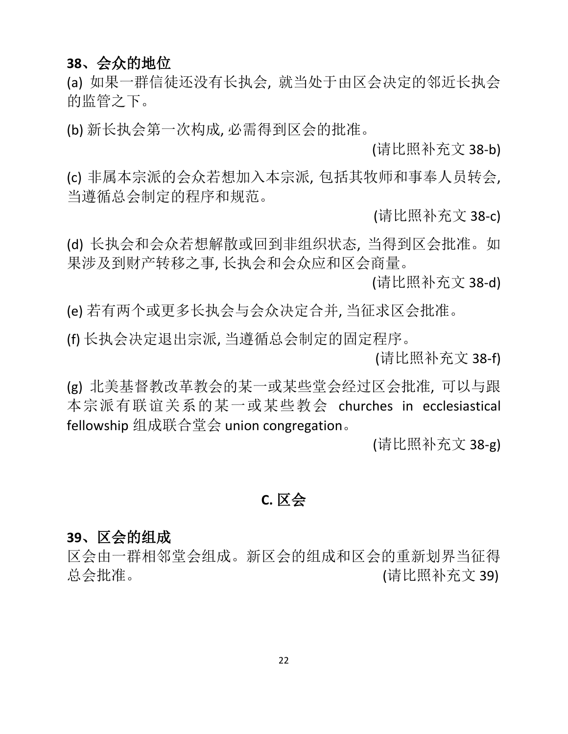**38、会众的地位**

(a) 如果一群信徒还没有长执会, 就当处于由区会决定的邻近长执会的监管之下。

(b) 新长执会第一次构成, 必需得到区会的批准。

(请比照补充文 38-b)

(c) 非属本宗派的会众若想加入本宗派, 包括其牧师和事奉人员转会, 当遵循总会制定的程序和规范。

(请比照补充文 38-c)

(d) 长执会和会众若想解散或回到非组织状态, 当得到区会批准。如果涉及到财产转移之事, 长执会和会众应和区会商量。

(请比照补充文 38-d)

(e) 若有两个或更多长执会与会众决定合并, 当征求区会批准。

(f) 长执会决定退出宗派, 当遵循总会制定的固定程序。

(请比照补充文 38-f)

(g) 北美基督教改革教会的某一或某些堂会经过区会批准, 可以与跟本宗派有联谊关系的某一或某些教会 churches in ecclesiastical fellowship 组成联合堂会 union congregation。

(请比照补充文 38-g)

## C. 区会

**39、区会的组成**

区会由一群相邻堂会组成。新区会的组成和区会的重新划界当征得总会批准。 (请比照补充文 39)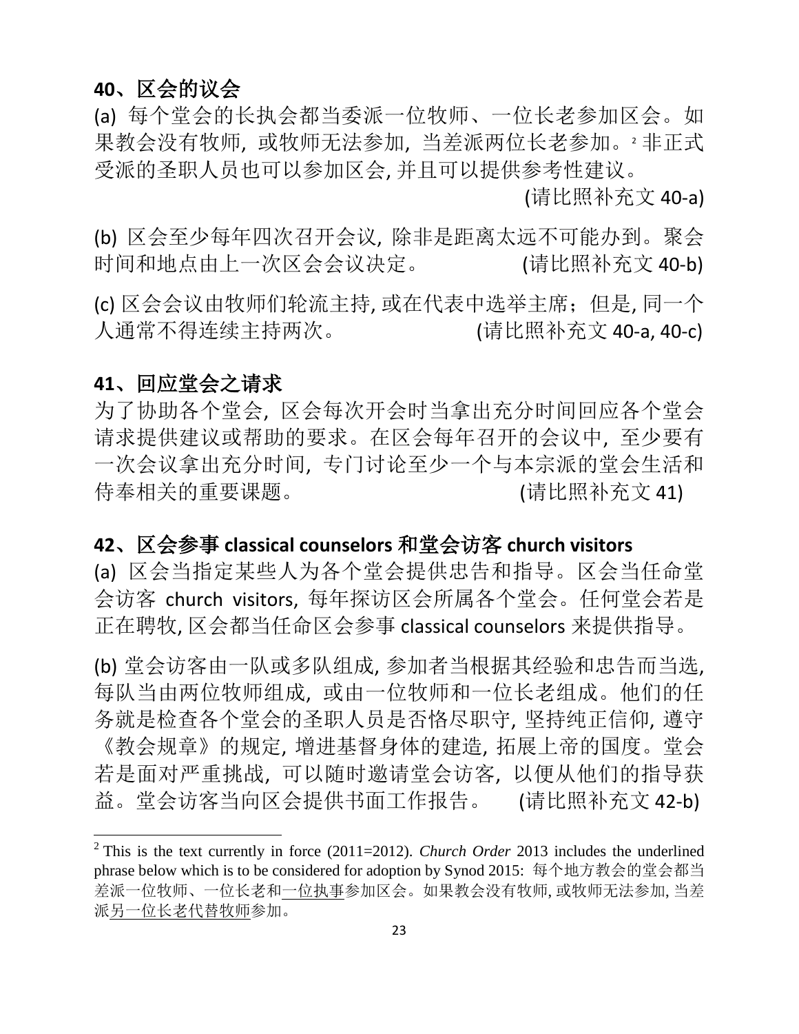## 40、区会的议会

(a) 每个堂会的长执会都当委派一位牧师、一位长老参加区会。如果教会没有牧师, 或牧师无法参加, 当差派两位长老参加。[2] 非正式受派的圣职人员也可以参加区会, 并且可以提供参考性建议。

(请比照补充文 40-a)

(b) 区会至少每年四次召开会议, 除非是距离太远不可能办到。聚会时间和地点由上一次区会会议决定。 (请比照补充文 40-b)

(c) 区会会议由牧师们轮流主持, 或在代表中选举主席；但是, 同一个人通常不得连续主持两次。 (请比照补充文 40-a, 40-c)

## 41、回应堂会之请求

为了协助各个堂会, 区会每次开会时当拿出充分时间回应各个堂会请求提供建议或帮助的要求。在区会每年召开的会议中, 至少要有一次会议拿出充分时间, 专门讨论至少一个与本宗派的堂会生活和侍奉相关的重要课题。 (请比照补充文 41)

## 42、区会参事 classical counselors 和堂会访客 church visitors

(a) 区会当指定某些人为各个堂会提供忠告和指导。区会当任命堂会访客 church visitors, 每年探访区会所属各个堂会。任何堂会若是正在聘牧, 区会都当任命区会参事 classical counselors 来提供指导。

(b) 堂会访客由一队或多队组成, 参加者当根据其经验和忠告而当选, 每队当由两位牧师组成, 或由一位牧师和一位长老组成。他们的任务就是检查各个堂会的圣职人员是否恪尽职守, 坚持纯正信仰, 遵守《教会规章》的规定, 增进基督身体的建造, 拓展上帝的国度。堂会若是面对严重挑战, 可以随时邀请堂会访客, 以便从他们的指导获益。堂会访客当向区会提供书面工作报告。 (请比照补充文 42-b)

---

[2] This is the text currently in force (2011=2012). *Church Order* 2013 includes the underlined phrase below which is to be considered for adoption by Synod 2015: 每个地方教会的堂会都当差派一位牧师、一位长老和<u>一位执事</u>参加区会。如果教会没有牧师, 或牧师无法参加, 当差派<u>另一位长老代替牧师</u>参加。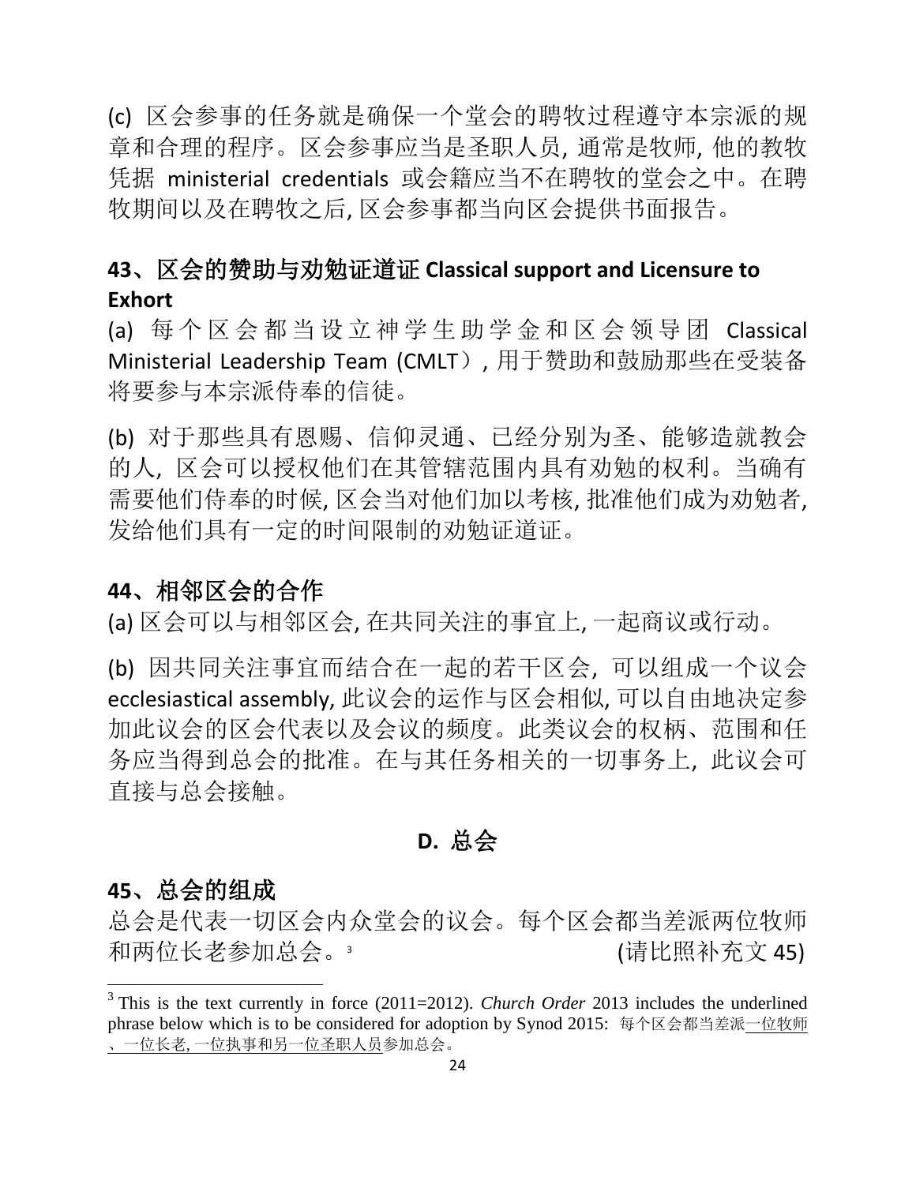(c) 区会参事的任务就是确保一个堂会的聘牧过程遵守本宗派的规章和合理的程序。区会参事应当是圣职人员, 通常是牧师, 他的教牧凭据 ministerial credentials 或会籍应当不在聘牧的堂会之中。在聘牧期间以及在聘牧之后, 区会参事都当向区会提供书面报告。

### 43、区会的赞助与劝勉证道证 Classical support and Licensure to Exhort

(a) 每个区会都当设立神学生助学金和区会领导团 Classical Ministerial Leadership Team (CMLT）, 用于赞助和鼓励那些在受装备将要参与本宗派侍奉的信徒。

(b) 对于那些具有恩赐、信仰灵通、已经分别为圣、能够造就教会的人, 区会可以授权他们在其管辖范围内具有劝勉的权利。当确有需要他们侍奉的时候, 区会当对他们加以考核, 批准他们成为劝勉者, 发给他们具有一定的时间限制的劝勉证道证。

### 44、相邻区会的合作

(a) 区会可以与相邻区会, 在共同关注的事宜上, 一起商议或行动。

(b) 因共同关注事宜而结合在一起的若干区会, 可以组成一个议会 ecclesiastical assembly, 此议会的运作与区会相似, 可以自由地决定参加此议会的区会代表以及会议的频度。此类议会的权柄、范围和任务应当得到总会的批准。在与其任务相关的一切事务上, 此议会可直接与总会接触。

## D. 总会

### 45、总会的组成

总会是代表一切区会内众堂会的议会。每个区会都当差派两位牧师和两位长老参加总会。[3] (请比照补充文 45)

---

[3] This is the text currently in force (2011=2012). *Church Order* 2013 includes the underlined phrase below which is to be considered for adoption by Synod 2015: 每个区会都当差派<u>一位牧师、一位长老, 一位执事和另一位圣职人员</u>参加总会。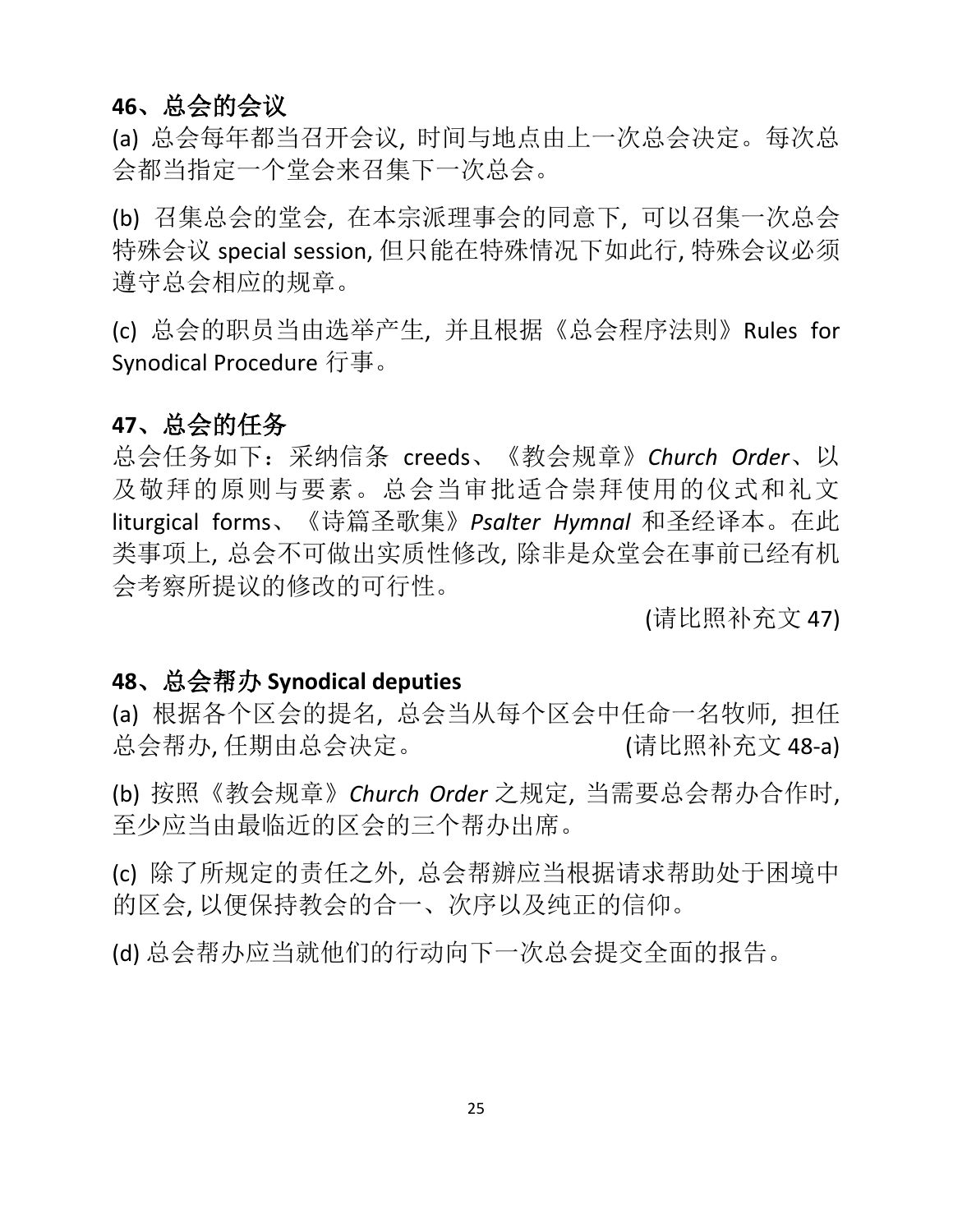### 46、总会的会议

(a) 总会每年都当召开会议, 时间与地点由上一次总会决定。每次总会都当指定一个堂会来召集下一次总会。

(b) 召集总会的堂会, 在本宗派理事会的同意下, 可以召集一次总会特殊会议 special session, 但只能在特殊情况下如此行, 特殊会议必须遵守总会相应的规章。

(c) 总会的职员当由选举产生, 并且根据《总会程序法则》Rules for Synodical Procedure 行事。

### 47、总会的任务

总会任务如下：采纳信条 creeds、《教会规章》*Church Order*、以及敬拜的原则与要素。总会当审批适合崇拜使用的仪式和礼文 liturgical forms、《诗篇圣歌集》*Psalter Hymnal* 和圣经译本。在此类事项上, 总会不可做出实质性修改, 除非是众堂会在事前已经有机会考察所提议的修改的可行性。

(请比照补充文 47)

### 48、总会帮办 Synodical deputies

(a) 根据各个区会的提名, 总会当从每个区会中任命一名牧师, 担任总会帮办, 任期由总会决定。 (请比照补充文 48-a)

(b) 按照《教会规章》*Church Order* 之规定, 当需要总会帮办合作时, 至少应当由最临近的区会的三个帮办出席。

(c) 除了所规定的责任之外, 总会帮辦应当根据请求帮助处于困境中的区会, 以便保持教会的合一、次序以及纯正的信仰。

(d) 总会帮办应当就他们的行动向下一次总会提交全面的报告。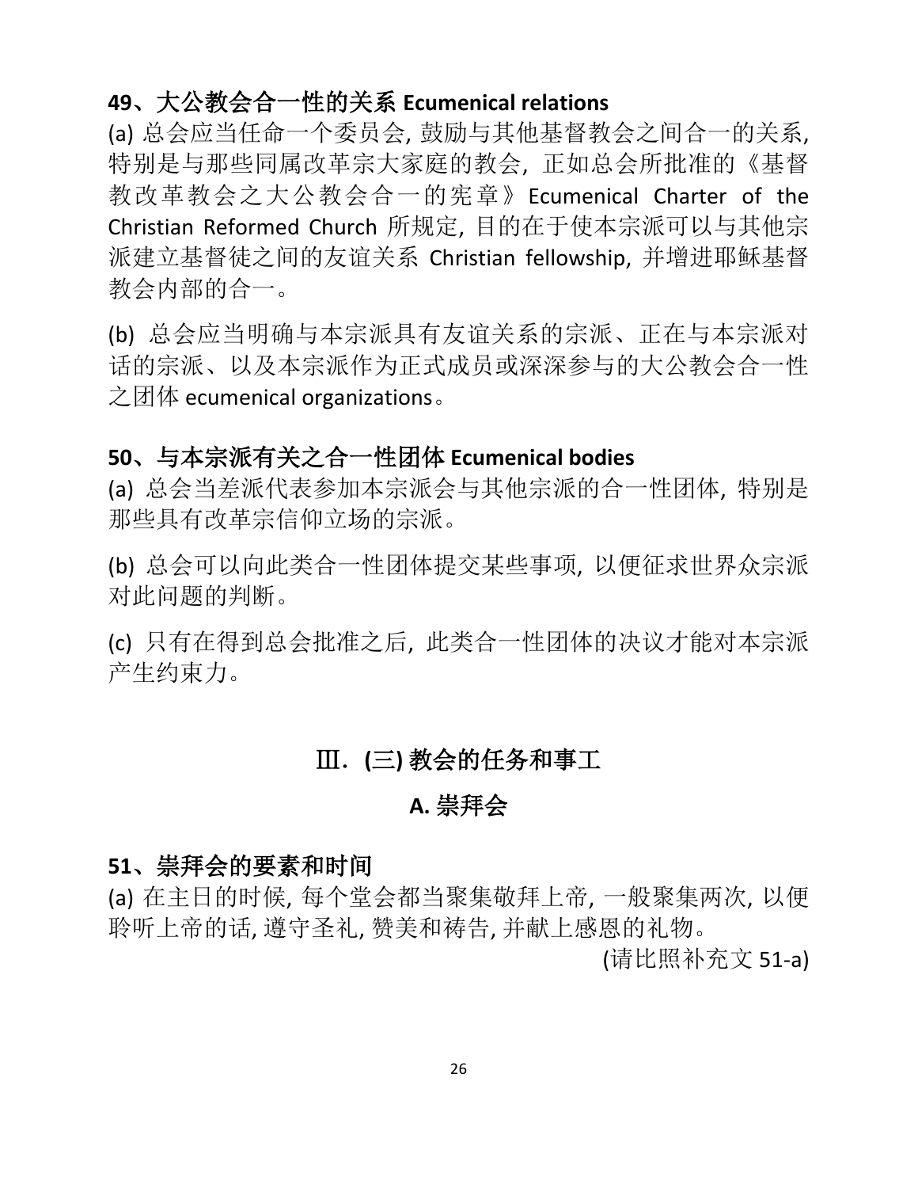### 49、大公教会合一性的关系 Ecumenical relations

(a) 总会应当任命一个委员会, 鼓励与其他基督教会之间合一的关系, 特别是与那些同属改革宗大家庭的教会, 正如总会所批准的《基督教改革教会之大公教会合一的宪章》Ecumenical Charter of the Christian Reformed Church 所规定, 目的在于使本宗派可以与其他宗派建立基督徒之间的友谊关系 Christian fellowship, 并增进耶稣基督教会内部的合一。

(b) 总会应当明确与本宗派具有友谊关系的宗派、正在与本宗派对话的宗派、以及本宗派作为正式成员或深深参与的大公教会合一性之团体 ecumenical organizations。

### 50、与本宗派有关之合一性团体 Ecumenical bodies

(a) 总会当差派代表参加本宗派会与其他宗派的合一性团体, 特别是那些具有改革宗信仰立场的宗派。

(b) 总会可以向此类合一性团体提交某些事项, 以便征求世界众宗派对此问题的判断。

(c) 只有在得到总会批准之后, 此类合一性团体的决议才能对本宗派产生约束力。

## Ⅲ. (三) 教会的任务和事工

## A. 崇拜会

### 51、崇拜会的要素和时间

(a) 在主日的时候, 每个堂会都当聚集敬拜上帝, 一般聚集两次, 以便聆听上帝的话, 遵守圣礼, 赞美和祷告, 并献上感恩的礼物。

(请比照补充文 51-a)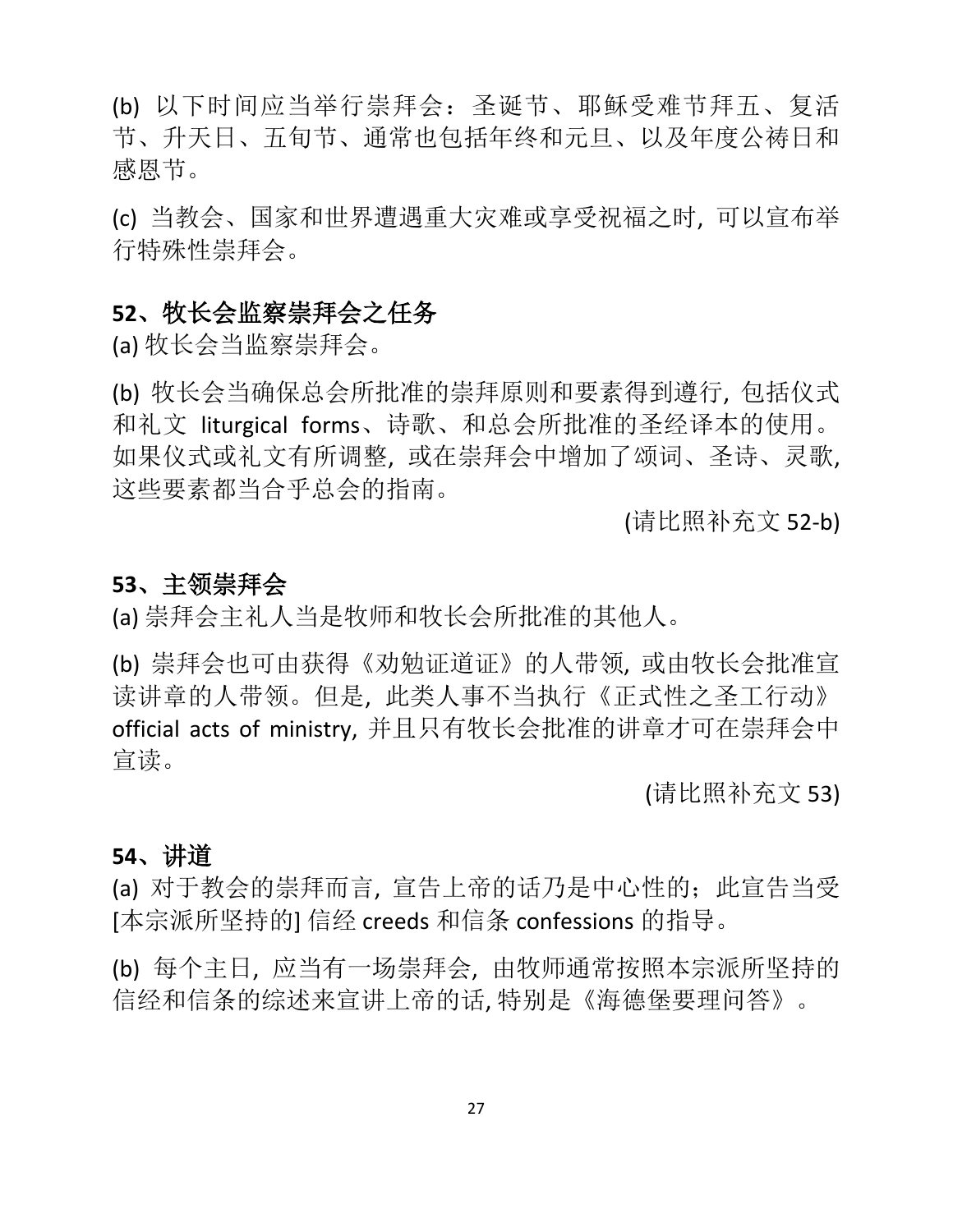(b) 以下时间应当举行崇拜会：圣诞节、耶稣受难节拜五、复活节、升天日、五旬节、通常也包括年终和元旦、以及年度公祷日和感恩节。

(c) 当教会、国家和世界遭遇重大灾难或享受祝福之时，可以宣布举行特殊性崇拜会。

### 52、牧长会监察崇拜会之任务

(a) 牧长会当监察崇拜会。

(b) 牧长会当确保总会所批准的崇拜原则和要素得到遵行，包括仪式和礼文 liturgical forms、诗歌、和总会所批准的圣经译本的使用。如果仪式或礼文有所调整，或在崇拜会中增加了颂词、圣诗、灵歌，这些要素都当合乎总会的指南。

(请比照补充文 52-b)

### 53、主领崇拜会

(a) 崇拜会主礼人当是牧师和牧长会所批准的其他人。

(b) 崇拜会也可由获得《劝勉证道证》的人带领，或由牧长会批准宣读讲章的人带领。但是，此类人事不当执行《正式性之圣工行动》official acts of ministry，并且只有牧长会批准的讲章才可在崇拜会中宣读。

(请比照补充文 53)

### 54、讲道

(a) 对于教会的崇拜而言，宣告上帝的话乃是中心性的；此宣告当受[本宗派所坚持的] 信经 creeds 和信条 confessions 的指导。

(b) 每个主日，应当有一场崇拜会，由牧师通常按照本宗派所坚持的信经和信条的综述来宣讲上帝的话，特别是《海德堡要理问答》。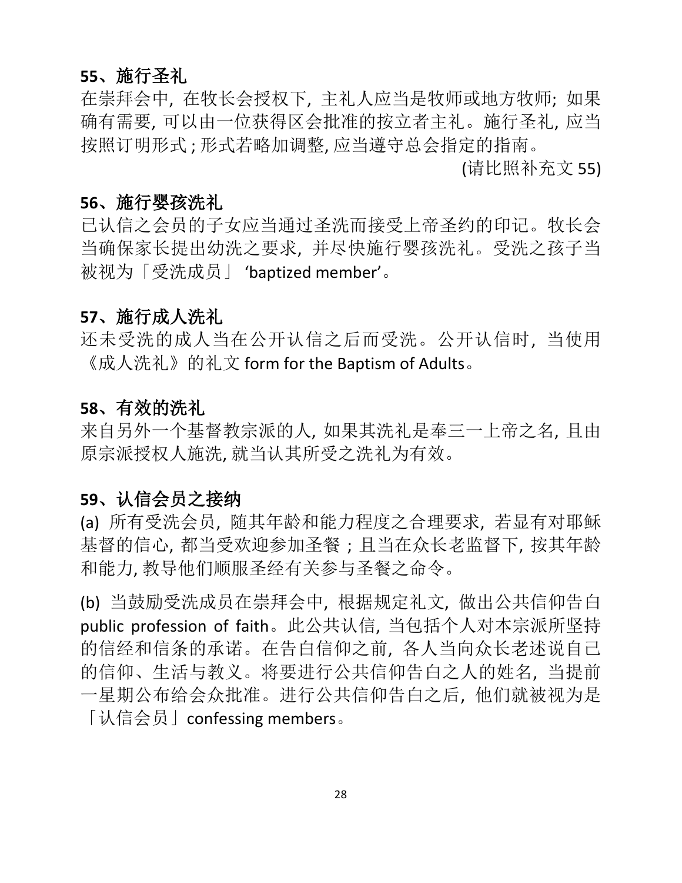### 55、施行圣礼

在崇拜会中, 在牧长会授权下, 主礼人应当是牧师或地方牧师; 如果确有需要, 可以由一位获得区会批准的按立者主礼。施行圣礼, 应当按照订明形式 ; 形式若略加调整, 应当遵守总会指定的指南。

(请比照补充文 55)

### 56、施行婴孩洗礼

已认信之会员的子女应当通过圣洗而接受上帝圣约的印记。牧长会当确保家长提出幼洗之要求, 并尽快施行婴孩洗礼。受洗之孩子当被视为「受洗成员」 'baptized member'。

### 57、施行成人洗礼

还未受洗的成人当在公开认信之后而受洗。公开认信时, 当使用《成人洗礼》的礼文 form for the Baptism of Adults。

### 58、有效的洗礼

来自另外一个基督教宗派的人, 如果其洗礼是奉三一上帝之名, 且由原宗派授权人施洗, 就当认其所受之洗礼为有效。

### 59、认信会员之接纳

(a) 所有受洗会员, 随其年龄和能力程度之合理要求, 若显有对耶稣基督的信心, 都当受欢迎参加圣餐 ; 且当在众长老监督下, 按其年龄和能力, 教导他们顺服圣经有关参与圣餐之命令。

(b) 当鼓励受洗成员在崇拜会中, 根据规定礼文, 做出公共信仰告白 public profession of faith。此公共认信, 当包括个人对本宗派所坚持的信经和信条的承诺。在告白信仰之前, 各人当向众长老述说自己的信仰、生活与教义。将要进行公共信仰告白之人的姓名, 当提前一星期公布给会众批准。进行公共信仰告白之后, 他们就被视为是「认信会员」confessing members。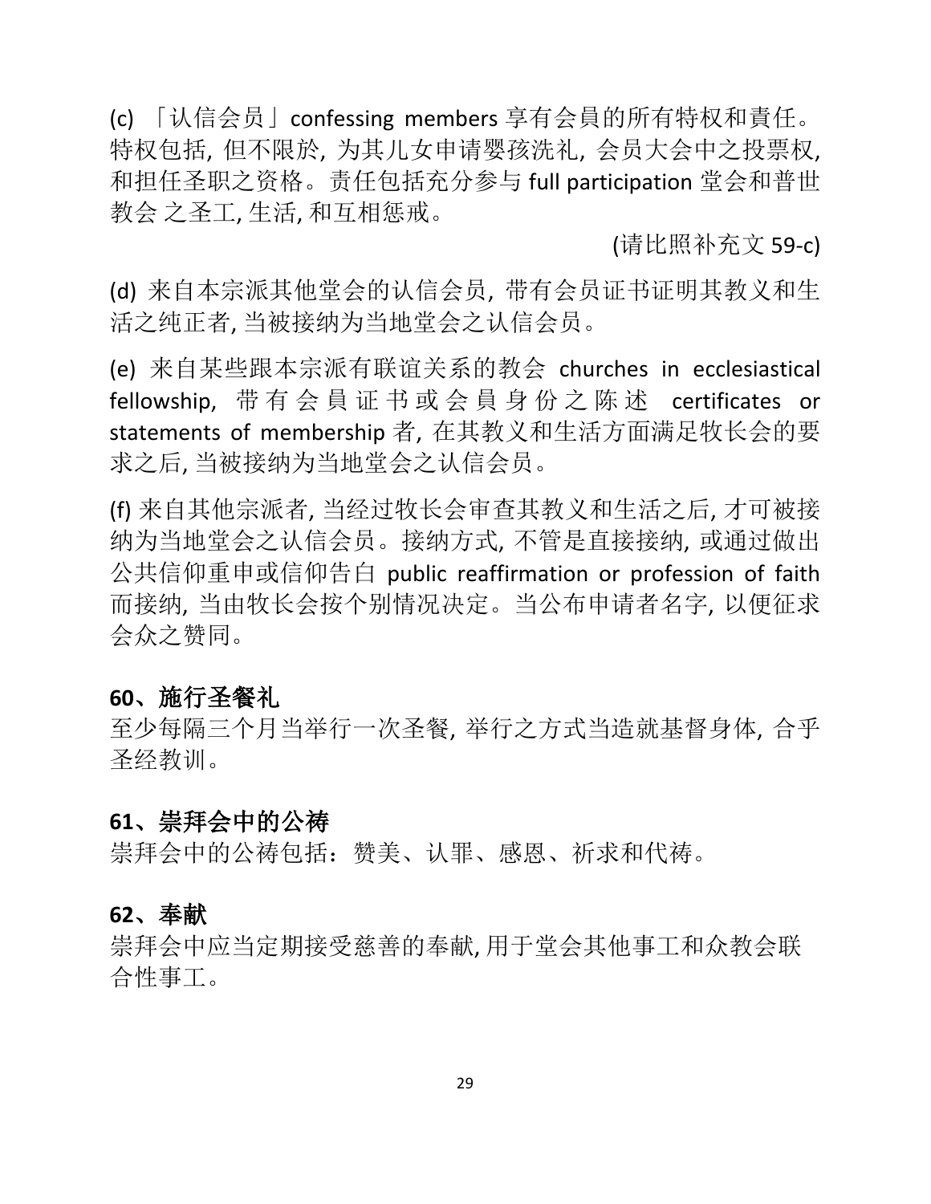(c) 「认信会员」confessing members 享有会員的所有特权和責任。特权包括, 但不限於, 为其儿女申请婴孩洗礼, 会员大会中之投票权, 和担任圣职之资格。责任包括充分参与 full participation 堂会和普世教会 之圣工, 生活, 和互相惩戒。

(请比照补充文 59-c)

(d) 来自本宗派其他堂会的认信会员, 带有会员证书证明其教义和生活之纯正者, 当被接纳为当地堂会之认信会员。

(e) 来自某些跟本宗派有联谊关系的教会 churches in ecclesiastical fellowship, 带有会員证书或会員身份之陈述 certificates or statements of membership 者, 在其教义和生活方面满足牧长会的要求之后, 当被接纳为当地堂会之认信会员。

(f) 来自其他宗派者, 当经过牧长会审查其教义和生活之后, 才可被接纳为当地堂会之认信会员。接纳方式, 不管是直接接纳, 或通过做出公共信仰重申或信仰告白 public reaffirmation or profession of faith 而接纳, 当由牧长会按个别情况决定。当公布申请者名字, 以便征求会众之赞同。

## 60、施行圣餐礼

至少每隔三个月当举行一次圣餐, 举行之方式当造就基督身体, 合乎圣经教训。

## 61、崇拜会中的公祷

崇拜会中的公祷包括：赞美、认罪、感恩、祈求和代祷。

## 62、奉献

崇拜会中应当定期接受慈善的奉献, 用于堂会其他事工和众教会联合性事工。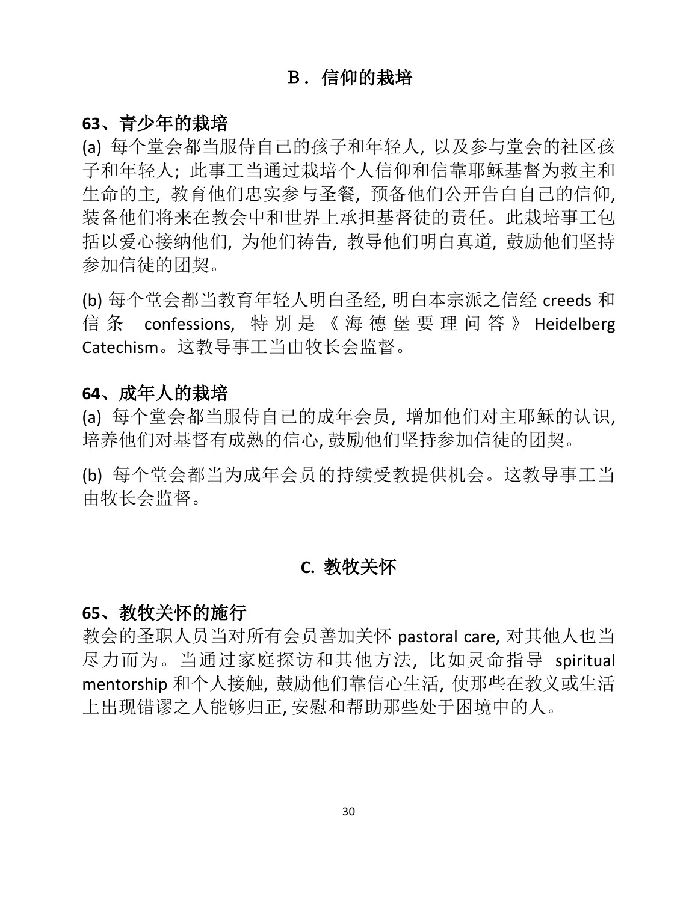## Ｂ．信仰的栽培

### 63、青少年的栽培

(a) 每个堂会都当服侍自己的孩子和年轻人，以及参与堂会的社区孩子和年轻人；此事工当通过栽培个人信仰和信靠耶稣基督为救主和生命的主，教育他们忠实参与圣餐，预备他们公开告白自己的信仰，装备他们将来在教会中和世界上承担基督徒的责任。此栽培事工包括以爱心接纳他们，为他们祷告，教导他们明白真道，鼓励他们坚持参加信徒的团契。

(b) 每个堂会都当教育年轻人明白圣经, 明白本宗派之信经 creeds 和信条 confessions, 特别是《海德堡要理问答》Heidelberg Catechism。这教导事工当由牧长会监督。

### 64、成年人的栽培

(a) 每个堂会都当服侍自己的成年会员，增加他们对主耶稣的认识，培养他们对基督有成熟的信心, 鼓励他们坚持参加信徒的团契。

(b) 每个堂会都当为成年会员的持续受教提供机会。这教导事工当由牧长会监督。

## C. 教牧关怀

### 65、教牧关怀的施行

教会的圣职人员当对所有会员善加关怀 pastoral care, 对其他人也当尽力而为。当通过家庭探访和其他方法，比如灵命指导 spiritual mentorship 和个人接触, 鼓励他们靠信心生活, 使那些在教义或生活上出现错谬之人能够归正, 安慰和帮助那些处于困境中的人。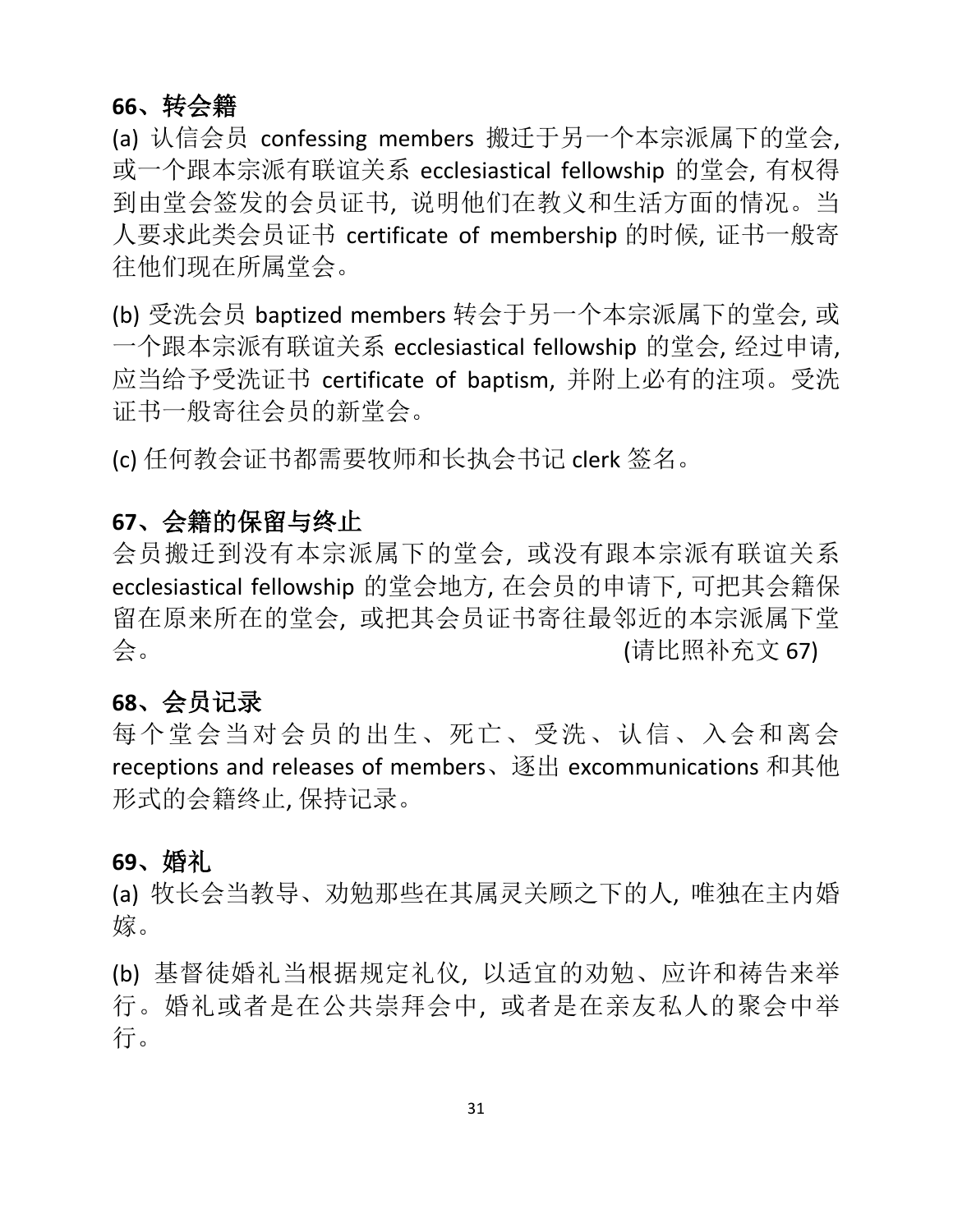### 66、转会籍

(a) 认信会员 confessing members 搬迁于另一个本宗派属下的堂会, 或一个跟本宗派有联谊关系 ecclesiastical fellowship 的堂会, 有权得到由堂会签发的会员证书, 说明他们在教义和生活方面的情况。当人要求此类会员证书 certificate of membership 的时候, 证书一般寄往他们现在所属堂会。

(b) 受洗会员 baptized members 转会于另一个本宗派属下的堂会, 或一个跟本宗派有联谊关系 ecclesiastical fellowship 的堂会, 经过申请, 应当给予受洗证书 certificate of baptism, 并附上必有的注项。受洗证书一般寄往会员的新堂会。

(c) 任何教会证书都需要牧师和长执会书记 clerk 签名。

### 67、会籍的保留与终止

会员搬迁到没有本宗派属下的堂会, 或没有跟本宗派有联谊关系 ecclesiastical fellowship 的堂会地方, 在会员的申请下, 可把其会籍保留在原来所在的堂会, 或把其会员证书寄往最邻近的本宗派属下堂会。 (请比照补充文 67)

### 68、会员记录

每个堂会当对会员的出生、死亡、受洗、认信、入会和离会 receptions and releases of members、逐出 excommunications 和其他形式的会籍终止, 保持记录。

### 69、婚礼

(a) 牧长会当教导、劝勉那些在其属灵关顾之下的人, 唯独在主内婚嫁。

(b) 基督徒婚礼当根据规定礼仪, 以适宜的劝勉、应许和祷告来举行。婚礼或者是在公共崇拜会中, 或者是在亲友私人的聚会中举行。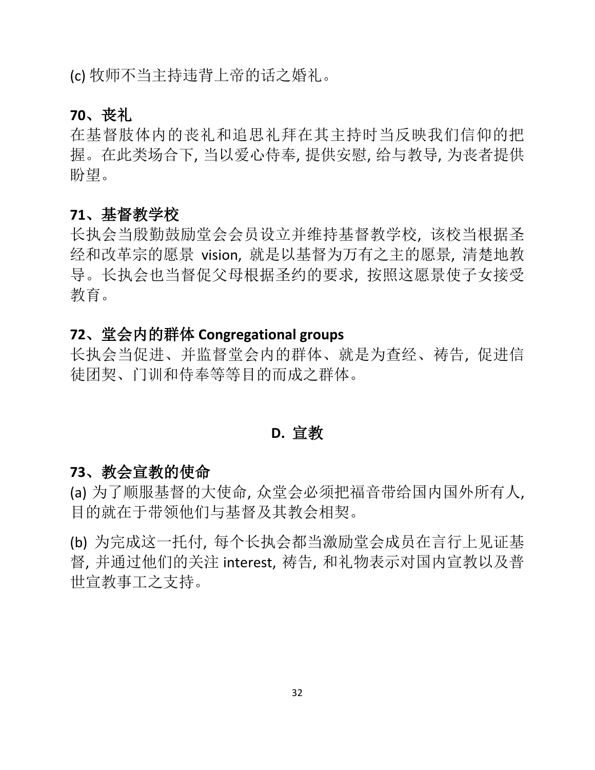(c) 牧师不当主持违背上帝的话之婚礼。

### 70、丧礼

在基督肢体内的丧礼和追思礼拜在其主持时当反映我们信仰的把握。在此类场合下, 当以爱心侍奉, 提供安慰, 给与教导, 为丧者提供盼望。

### 71、基督教学校

长执会当殷勤鼓励堂会会员设立并维持基督教学校, 该校当根据圣经和改革宗的愿景 vision, 就是以基督为万有之主的愿景, 清楚地教导。长执会也当督促父母根据圣约的要求, 按照这愿景使子女接受教育。

### 72、堂会内的群体 Congregational groups

长执会当促进、并监督堂会内的群体、就是为查经、祷告, 促进信徒团契、门训和侍奉等等目的而成之群体。

## D. 宣教

### 73、教会宣教的使命

(a) 为了顺服基督的大使命, 众堂会必须把福音带给国内国外所有人, 目的就在于带领他们与基督及其教会相契。

(b) 为完成这一托付, 每个长执会都当激励堂会成员在言行上见证基督, 并通过他们的关注 interest, 祷告, 和礼物表示对国内宣教以及普世宣教事工之支持。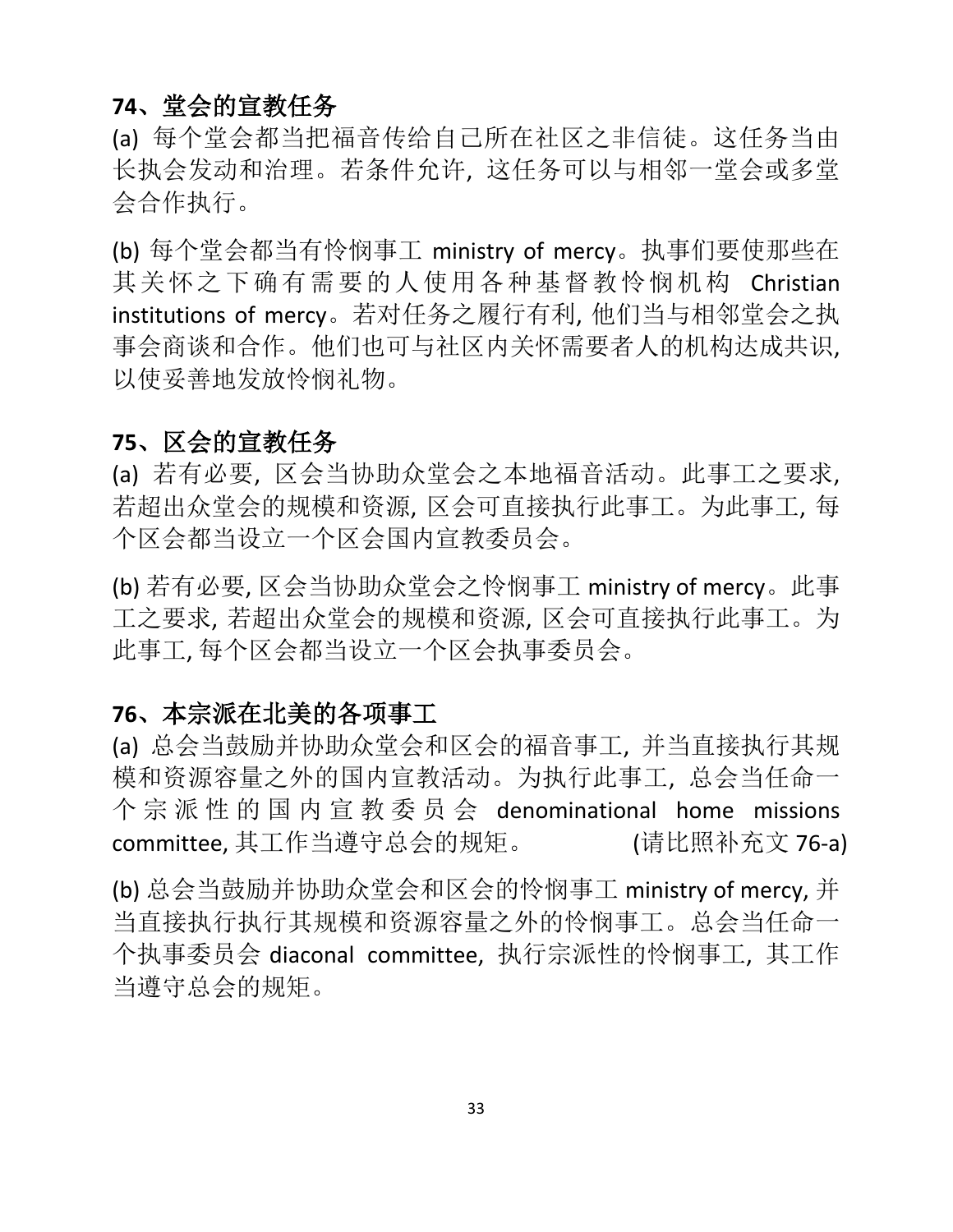**74、堂会的宣教任务**

(a) 每个堂会都当把福音传给自己所在社区之非信徒。这任务当由长执会发动和治理。若条件允许, 这任务可以与相邻一堂会或多堂会合作执行。

(b) 每个堂会都当有怜悯事工 ministry of mercy。执事们要使那些在其关怀之下确有需要的人使用各种基督教怜悯机构 Christian institutions of mercy。若对任务之履行有利, 他们当与相邻堂会之执事会商谈和合作。他们也可与社区内关怀需要者人的机构达成共识, 以使妥善地发放怜悯礼物。

**75、区会的宣教任务**

(a) 若有必要, 区会当协助众堂会之本地福音活动。此事工之要求, 若超出众堂会的规模和资源, 区会可直接执行此事工。为此事工, 每个区会都当设立一个区会国内宣教委员会。

(b) 若有必要, 区会当协助众堂会之怜悯事工 ministry of mercy。此事工之要求, 若超出众堂会的规模和资源, 区会可直接执行此事工。为此事工, 每个区会都当设立一个区会执事委员会。

**76、本宗派在北美的各项事工**

(a) 总会当鼓励并协助众堂会和区会的福音事工, 并当直接执行其规模和资源容量之外的国内宣教活动。为执行此事工, 总会当任命一个宗派性的国内宣教委员会 denominational home missions committee, 其工作当遵守总会的规矩。 (请比照补充文 76-a)

(b) 总会当鼓励并协助众堂会和区会的怜悯事工 ministry of mercy, 并当直接执行执行其规模和资源容量之外的怜悯事工。总会当任命一个执事委员会 diaconal committee, 执行宗派性的怜悯事工, 其工作当遵守总会的规矩。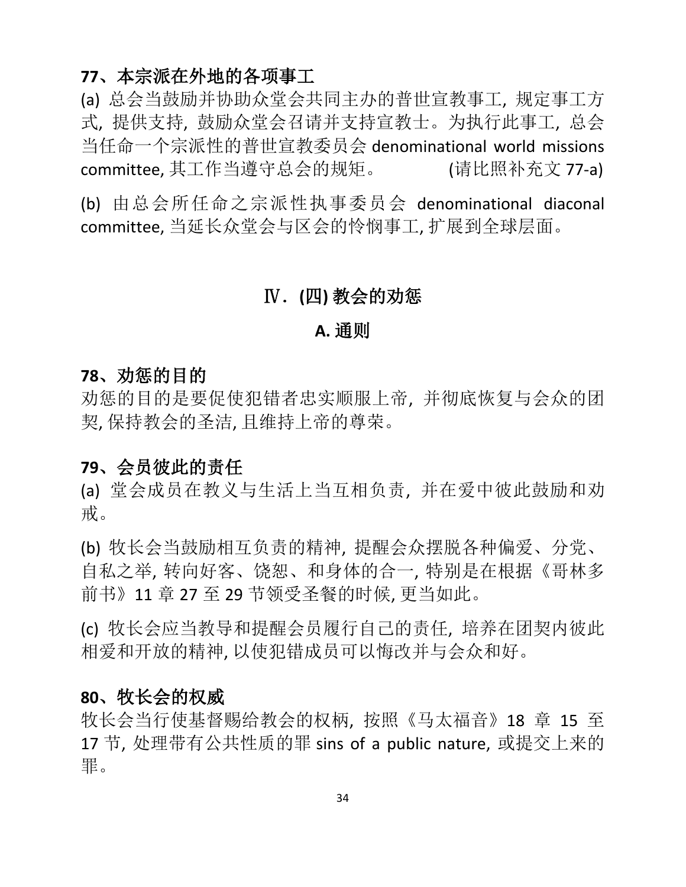**77、本宗派在外地的各项事工**

(a) 总会当鼓励并协助众堂会共同主办的普世宣教事工，规定事工方式，提供支持，鼓励众堂会召请并支持宣教士。为执行此事工，总会当任命一个宗派性的普世宣教委员会 denominational world missions committee, 其工作当遵守总会的规矩。 (请比照补充文 77-a)

(b) 由总会所任命之宗派性执事委员会 denominational diaconal committee, 当延长众堂会与区会的怜悯事工, 扩展到全球层面。

## Ⅳ. (四) 教会的劝惩

### A. 通则

**78、劝惩的目的**

劝惩的目的是要促使犯错者忠实顺服上帝，并彻底恢复与会众的团契, 保持教会的圣洁, 且维持上帝的尊荣。

**79、会员彼此的责任**

(a) 堂会成员在教义与生活上当互相负责，并在爱中彼此鼓励和劝戒。

(b) 牧长会当鼓励相互负责的精神，提醒会众摆脱各种偏爱、分党、自私之举，转向好客、饶恕、和身体的合一，特别是在根据《哥林多前书》11 章 27 至 29 节领受圣餐的时候, 更当如此。

(c) 牧长会应当教导和提醒会员履行自己的责任，培养在团契内彼此相爱和开放的精神, 以使犯错成员可以悔改并与会众和好。

**80、牧长会的权威**

牧长会当行使基督赐给教会的权柄，按照《马太福音》18 章 15 至 17 节, 处理带有公共性质的罪 sins of a public nature, 或提交上来的罪。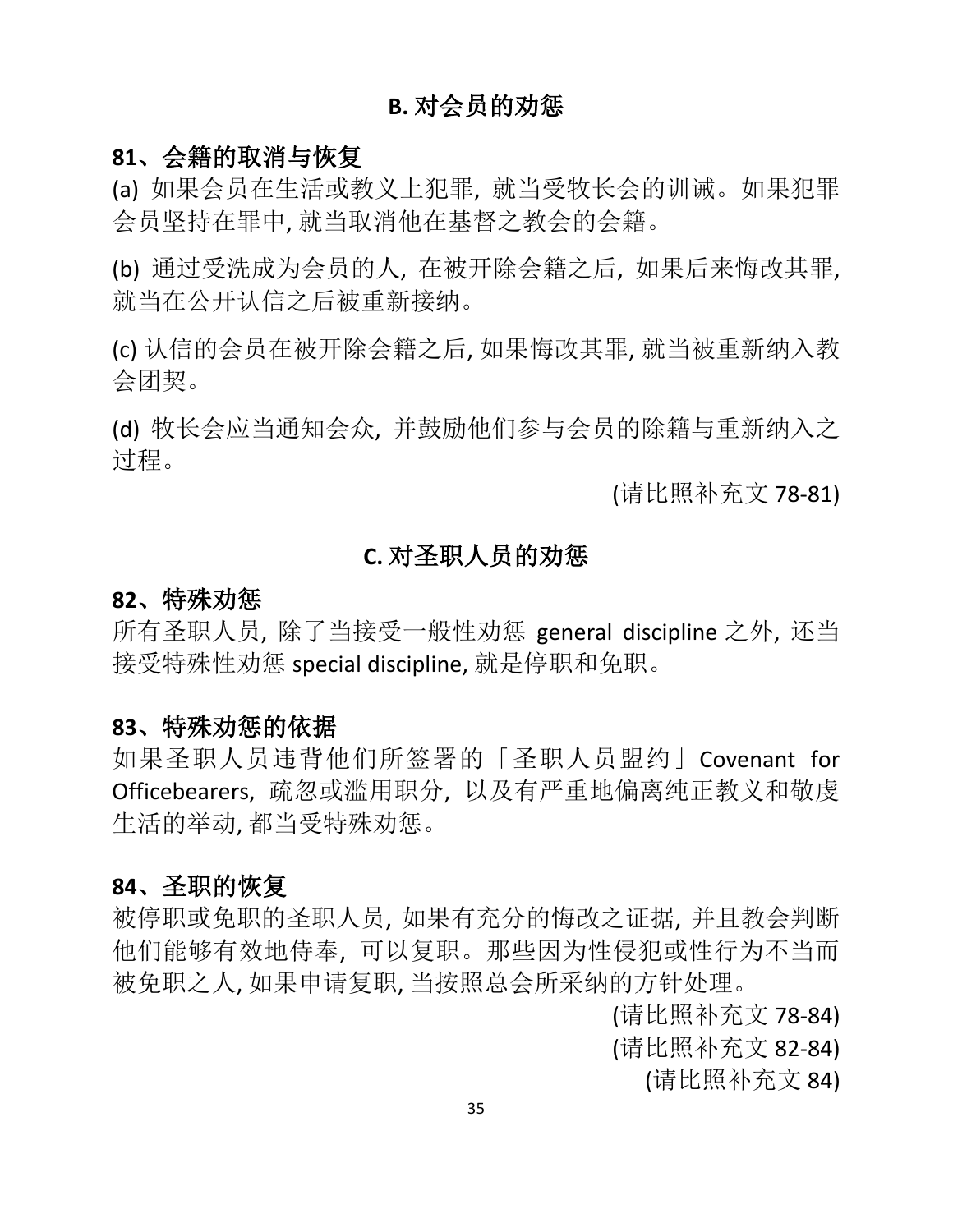## B. 对会员的劝惩

### 81、会籍的取消与恢复

(a) 如果会员在生活或教义上犯罪, 就当受牧长会的训诫。如果犯罪会员坚持在罪中, 就当取消他在基督之教会的会籍。

(b) 通过受洗成为会员的人, 在被开除会籍之后, 如果后来悔改其罪, 就当在公开认信之后被重新接纳。

(c) 认信的会员在被开除会籍之后, 如果悔改其罪, 就当被重新纳入教会团契。

(d) 牧长会应当通知会众, 并鼓励他们参与会员的除籍与重新纳入之过程。

(请比照补充文 78-81)

## C. 对圣职人员的劝惩

### 82、特殊劝惩

所有圣职人员, 除了当接受一般性劝惩 general discipline 之外, 还当接受特殊性劝惩 special discipline, 就是停职和免职。

### 83、特殊劝惩的依据

如果圣职人员违背他们所签署的「圣职人员盟约」Covenant for Officebearers, 疏忽或滥用职分, 以及有严重地偏离纯正教义和敬虔生活的举动, 都当受特殊劝惩。

### 84、圣职的恢复

被停职或免职的圣职人员, 如果有充分的悔改之证据, 并且教会判断他们能够有效地侍奉, 可以复职。那些因为性侵犯或性行为不当而被免职之人, 如果申请复职, 当按照总会所采纳的方针处理。

(请比照补充文 78-84)

(请比照补充文 82-84)

(请比照补充文 84)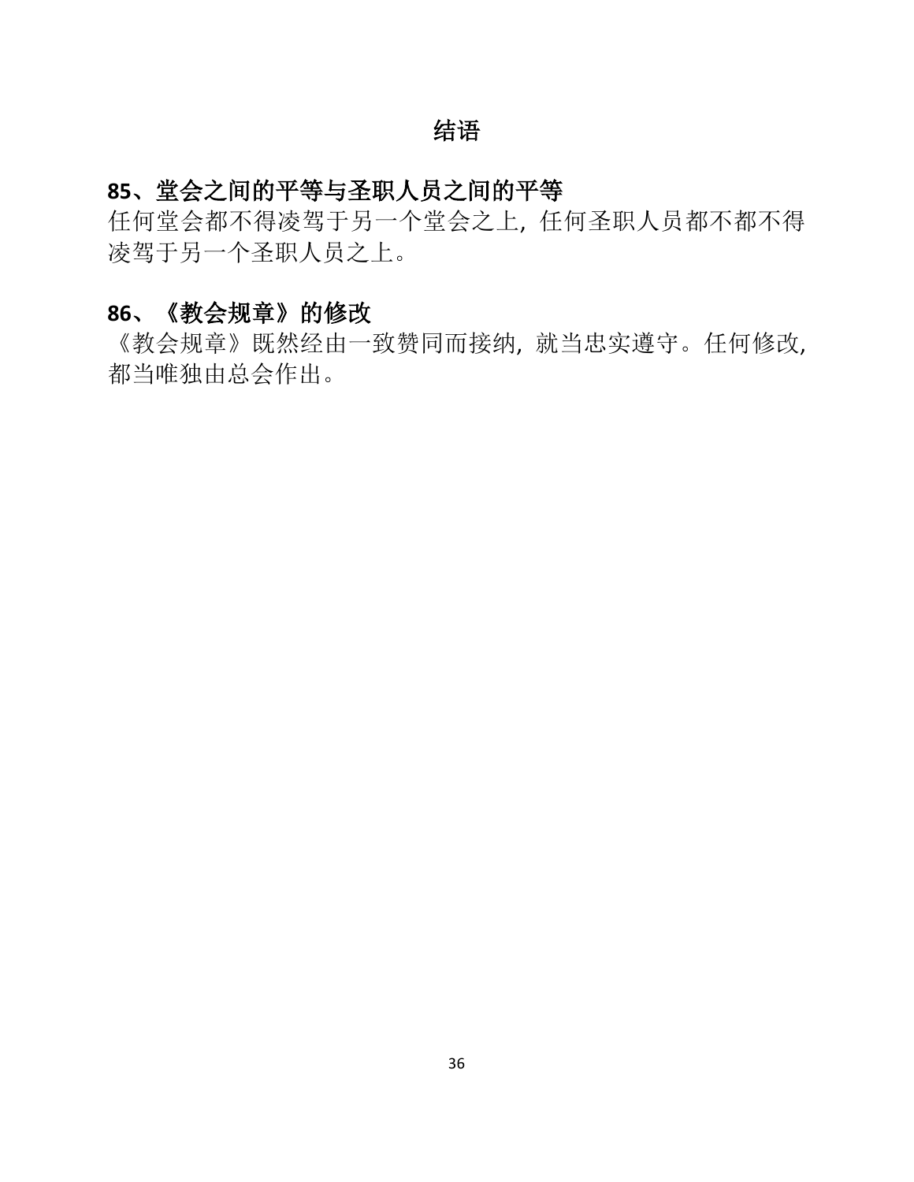# 结语

## 85、堂会之间的平等与圣职人员之间的平等

任何堂会都不得凌驾于另一个堂会之上，任何圣职人员都不都不得凌驾于另一个圣职人员之上。

## 86、《教会规章》的修改

《教会规章》既然经由一致赞同而接纳，就当忠实遵守。任何修改，都当唯独由总会作出。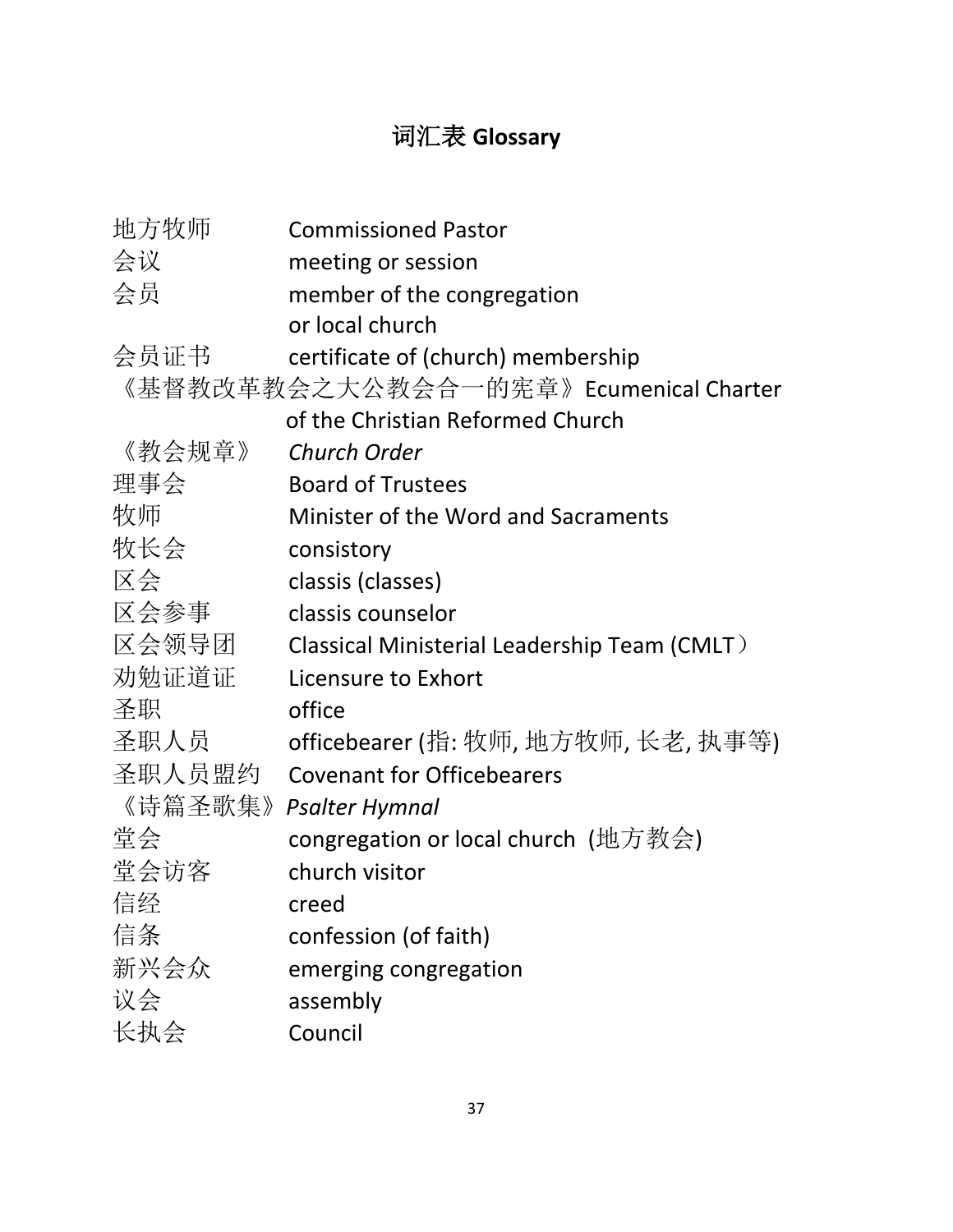# 词汇表 Glossary

| | |
|---|---|
| 地方牧师 | Commissioned Pastor |
| 会议 | meeting or session |
| 会员 | member of the congregation or local church |
| 会员证书 | certificate of (church) membership |
| 《基督教改革教会之大公教会合一的宪章》 | Ecumenical Charter of the Christian Reformed Church |
| 《教会规章》 | *Church Order* |
| 理事会 | Board of Trustees |
| 牧师 | Minister of the Word and Sacraments |
| 牧长会 | consistory |
| 区会 | classis (classes) |
| 区会参事 | classis counselor |
| 区会领导团 | Classical Ministerial Leadership Team (CMLT） |
| 劝勉证道证 | Licensure to Exhort |
| 圣职 | office |
| 圣职人员 | officebearer (指: 牧师, 地方牧师, 长老, 执事等) |
| 圣职人员盟约 | Covenant for Officebearers |
| 《诗篇圣歌集》 | *Psalter Hymnal* |
| 堂会 | congregation or local church (地方教会) |
| 堂会访客 | church visitor |
| 信经 | creed |
| 信条 | confession (of faith) |
| 新兴会众 | emerging congregation |
| 议会 | assembly |
| 长执会 | Council |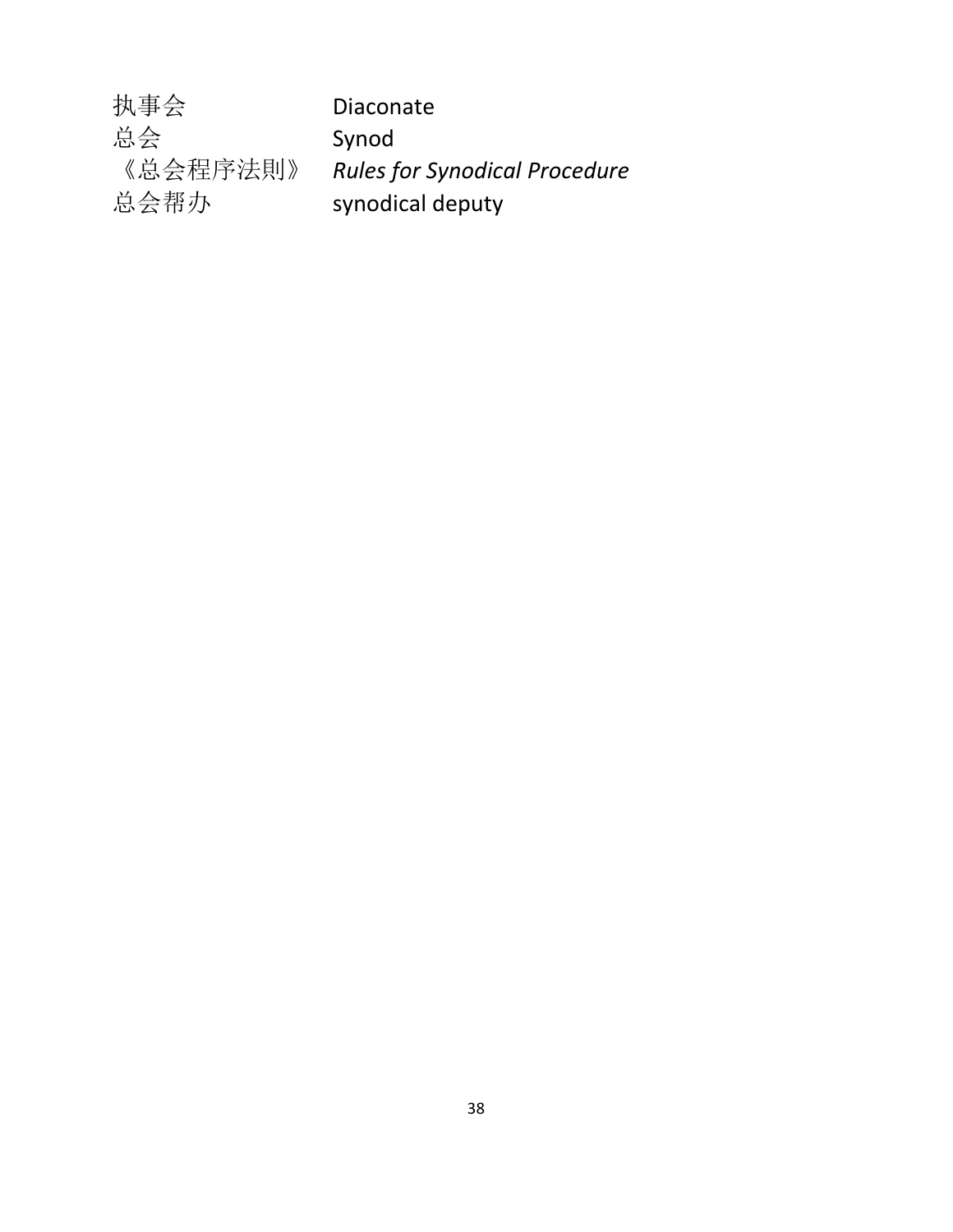| | |
|---|---|
| 执事会 | Diaconate |
| 总会 | Synod |
| 《总会程序法則》 | *Rules for Synodical Procedure* |
| 总会帮办 | synodical deputy |